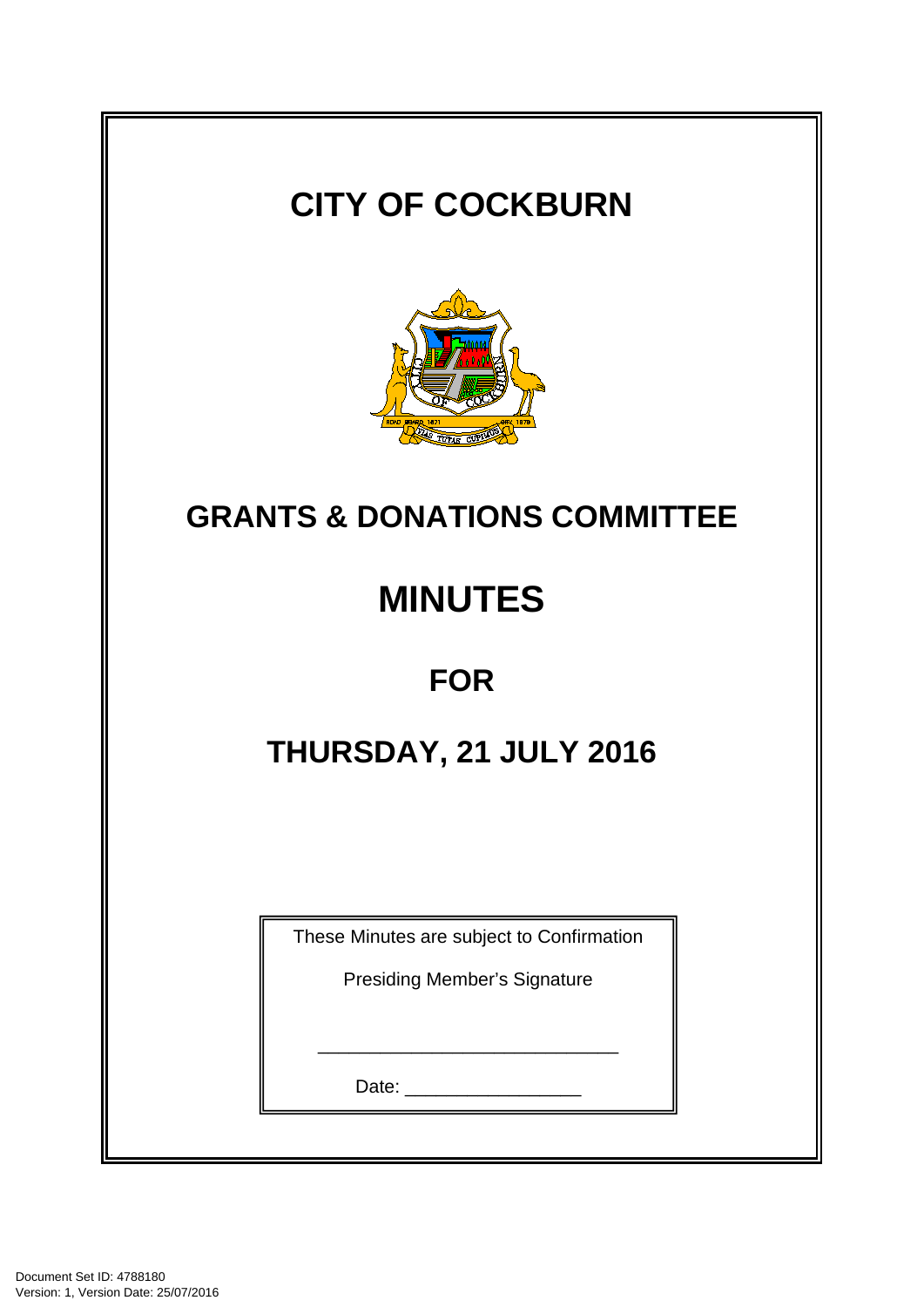# CITY OF COCKBURN

## GRANTS & DONATIONS COMMITTEE

# MINUTES

## FOR

## THURSDAY, 21 JULY 2016

These Minutes are subject to Confirmation

Presiding Member's Signature

_____________________________

Date: _________________

Document Set ID: 4788180
Version: 1, Version Date: 25/07/2016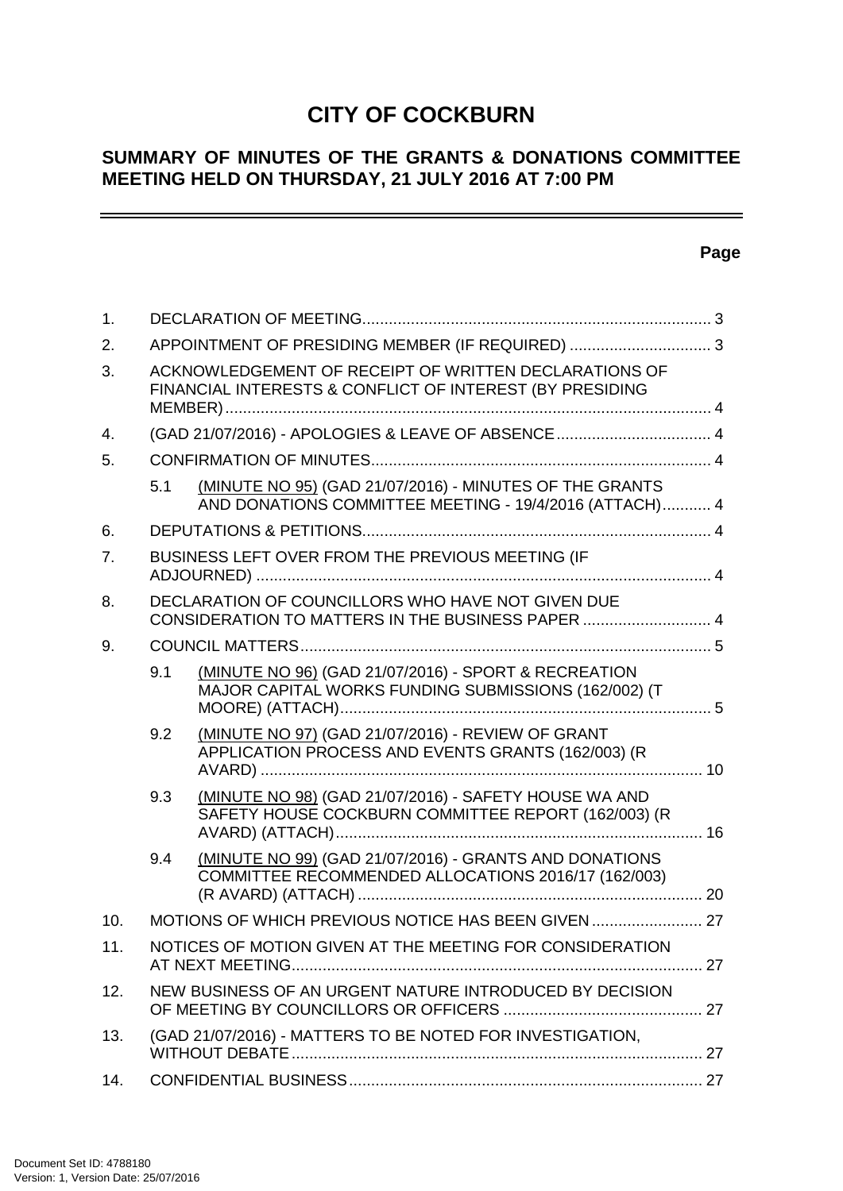# CITY OF COCKBURN

## SUMMARY OF MINUTES OF THE GRANTS & DONATIONS COMMITTEE MEETING HELD ON THURSDAY, 21 JULY 2016 AT 7:00 PM

| | | | Page |
|---|---|---|---|
| 1. | DECLARATION OF MEETING | | 3 |
| 2. | APPOINTMENT OF PRESIDING MEMBER (IF REQUIRED) | | 3 |
| 3. | ACKNOWLEDGEMENT OF RECEIPT OF WRITTEN DECLARATIONS OF FINANCIAL INTERESTS & CONFLICT OF INTEREST (BY PRESIDING MEMBER) | | 4 |
| 4. | (GAD 21/07/2016) - APOLOGIES & LEAVE OF ABSENCE | | 4 |
| 5. | CONFIRMATION OF MINUTES | | 4 |
| | 5.1 | (MINUTE NO 95) (GAD 21/07/2016) - MINUTES OF THE GRANTS AND DONATIONS COMMITTEE MEETING - 19/4/2016 (ATTACH) | 4 |
| 6. | DEPUTATIONS & PETITIONS | | 4 |
| 7. | BUSINESS LEFT OVER FROM THE PREVIOUS MEETING (IF ADJOURNED) | | 4 |
| 8. | DECLARATION OF COUNCILLORS WHO HAVE NOT GIVEN DUE CONSIDERATION TO MATTERS IN THE BUSINESS PAPER | | 4 |
| 9. | COUNCIL MATTERS | | 5 |
| | 9.1 | (MINUTE NO 96) (GAD 21/07/2016) - SPORT & RECREATION MAJOR CAPITAL WORKS FUNDING SUBMISSIONS (162/002) (T MOORE) (ATTACH) | 5 |
| | 9.2 | (MINUTE NO 97) (GAD 21/07/2016) - REVIEW OF GRANT APPLICATION PROCESS AND EVENTS GRANTS (162/003) (R AVARD) | 10 |
| | 9.3 | (MINUTE NO 98) (GAD 21/07/2016) - SAFETY HOUSE WA AND SAFETY HOUSE COCKBURN COMMITTEE REPORT (162/003) (R AVARD) (ATTACH) | 16 |
| | 9.4 | (MINUTE NO 99) (GAD 21/07/2016) - GRANTS AND DONATIONS COMMITTEE RECOMMENDED ALLOCATIONS 2016/17 (162/003) (R AVARD) (ATTACH) | 20 |
| 10. | MOTIONS OF WHICH PREVIOUS NOTICE HAS BEEN GIVEN | | 27 |
| 11. | NOTICES OF MOTION GIVEN AT THE MEETING FOR CONSIDERATION AT NEXT MEETING | | 27 |
| 12. | NEW BUSINESS OF AN URGENT NATURE INTRODUCED BY DECISION OF MEETING BY COUNCILLORS OR OFFICERS | | 27 |
| 13. | (GAD 21/07/2016) - MATTERS TO BE NOTED FOR INVESTIGATION, WITHOUT DEBATE | | 27 |
| 14. | CONFIDENTIAL BUSINESS | | 27 |

Document Set ID: 4788180
Version: 1, Version Date: 25/07/2016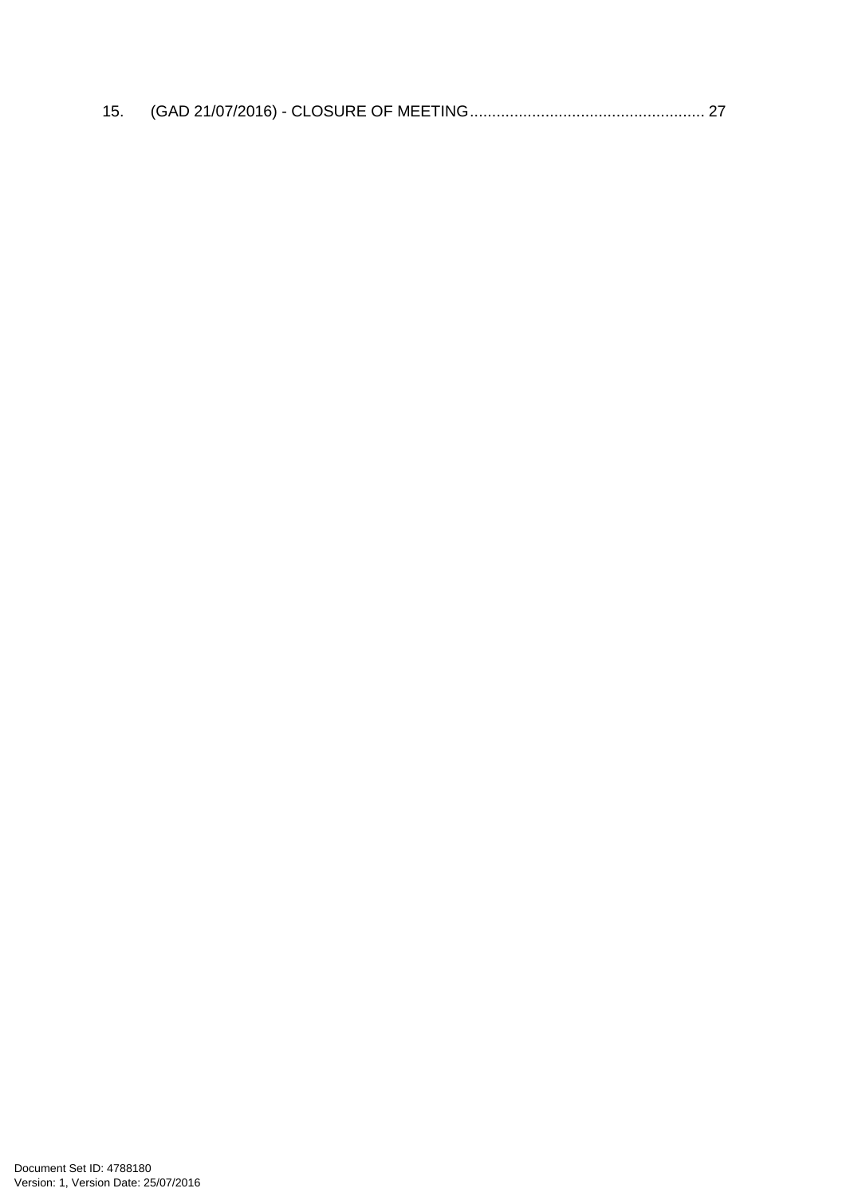15. (GAD 21/07/2016) - CLOSURE OF MEETING..................................................... 27

Document Set ID: 4788180
Version: 1, Version Date: 25/07/2016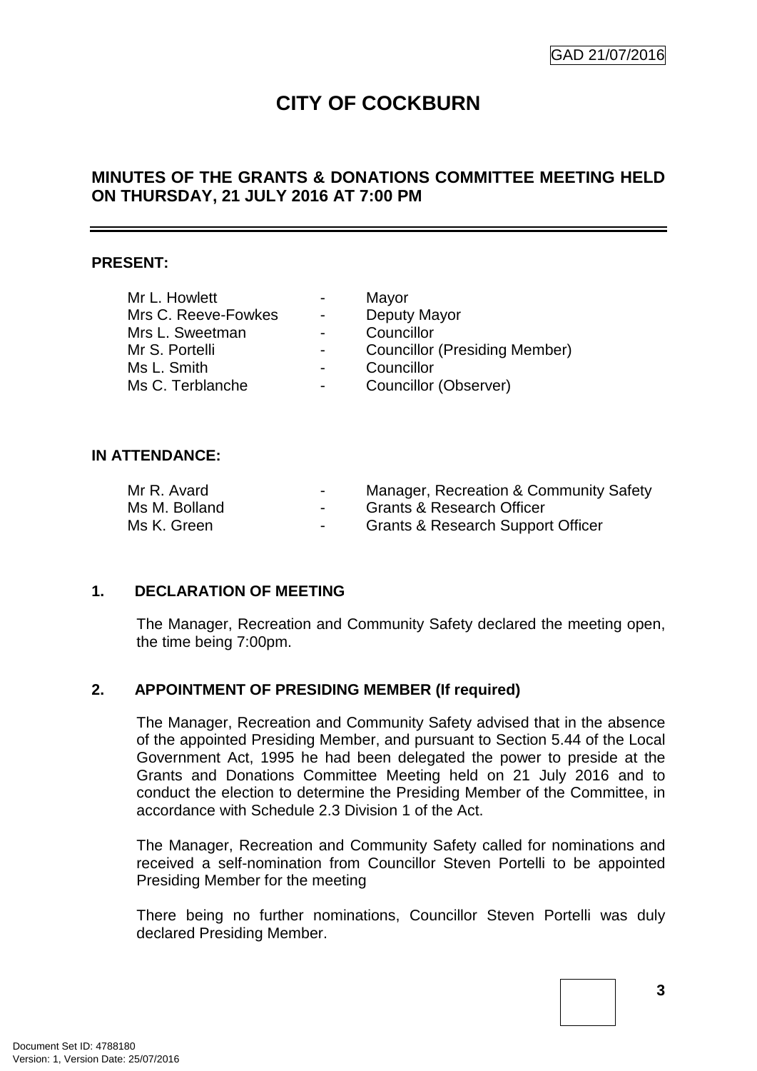# CITY OF COCKBURN

## MINUTES OF THE GRANTS & DONATIONS COMMITTEE MEETING HELD ON THURSDAY, 21 JULY 2016 AT 7:00 PM

**PRESENT:**

| | | |
|---|---|---|
| Mr L. Howlett | - | Mayor |
| Mrs C. Reeve-Fowkes | - | Deputy Mayor |
| Mrs L. Sweetman | - | Councillor |
| Mr S. Portelli | - | Councillor (Presiding Member) |
| Ms L. Smith | - | Councillor |
| Ms C. Terblanche | - | Councillor (Observer) |

**IN ATTENDANCE:**

| | | |
|---|---|---|
| Mr R. Avard | - | Manager, Recreation & Community Safety |
| Ms M. Bolland | - | Grants & Research Officer |
| Ms K. Green | - | Grants & Research Support Officer |

**1. DECLARATION OF MEETING**

The Manager, Recreation and Community Safety declared the meeting open, the time being 7:00pm.

**2. APPOINTMENT OF PRESIDING MEMBER (If required)**

The Manager, Recreation and Community Safety advised that in the absence of the appointed Presiding Member, and pursuant to Section 5.44 of the Local Government Act, 1995 he had been delegated the power to preside at the Grants and Donations Committee Meeting held on 21 July 2016 and to conduct the election to determine the Presiding Member of the Committee, in accordance with Schedule 2.3 Division 1 of the Act.

The Manager, Recreation and Community Safety called for nominations and received a self-nomination from Councillor Steven Portelli to be appointed Presiding Member for the meeting

There being no further nominations, Councillor Steven Portelli was duly declared Presiding Member.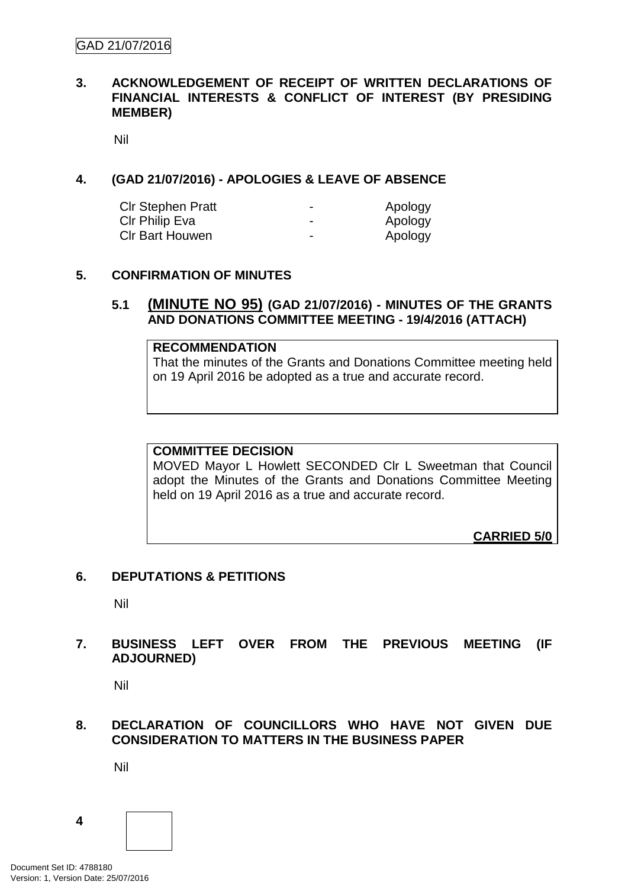## 3. ACKNOWLEDGEMENT OF RECEIPT OF WRITTEN DECLARATIONS OF FINANCIAL INTERESTS & CONFLICT OF INTEREST (BY PRESIDING MEMBER)

Nil

## 4. (GAD 21/07/2016) - APOLOGIES & LEAVE OF ABSENCE

| | | |
|---|---|---|
| Clr Stephen Pratt | - | Apology |
| Clr Philip Eva | - | Apology |
| Clr Bart Houwen | - | Apology |

## 5. CONFIRMATION OF MINUTES

### 5.1 (MINUTE NO 95) (GAD 21/07/2016) - MINUTES OF THE GRANTS AND DONATIONS COMMITTEE MEETING - 19/4/2016 (ATTACH)

**RECOMMENDATION**

That the minutes of the Grants and Donations Committee meeting held on 19 April 2016 be adopted as a true and accurate record.

**COMMITTEE DECISION**

MOVED Mayor L Howlett SECONDED Clr L Sweetman that Council adopt the Minutes of the Grants and Donations Committee Meeting held on 19 April 2016 as a true and accurate record.

**CARRIED 5/0**

## 6. DEPUTATIONS & PETITIONS

Nil

## 7. BUSINESS LEFT OVER FROM THE PREVIOUS MEETING (IF ADJOURNED)

Nil

## 8. DECLARATION OF COUNCILLORS WHO HAVE NOT GIVEN DUE CONSIDERATION TO MATTERS IN THE BUSINESS PAPER

Nil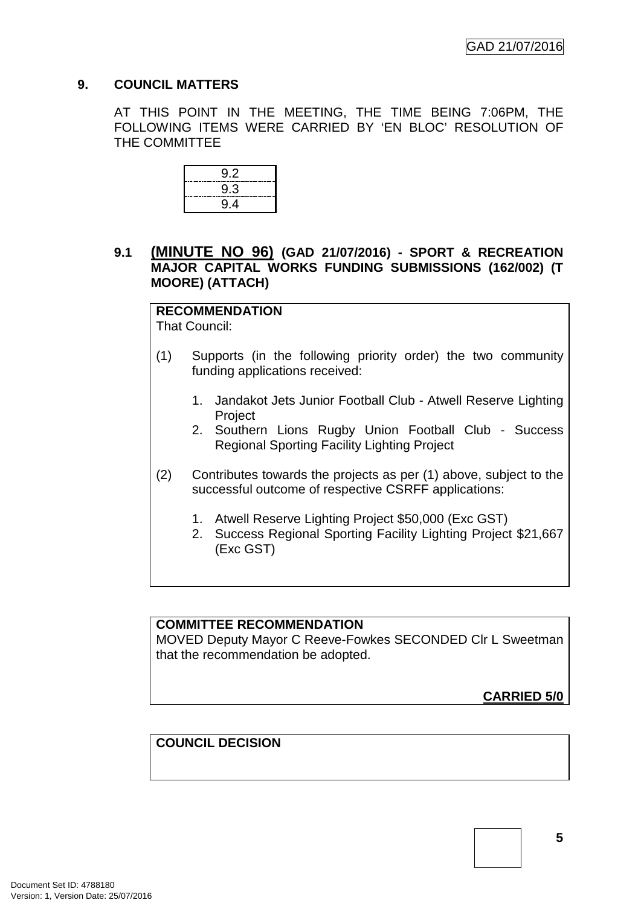## 9. COUNCIL MATTERS

AT THIS POINT IN THE MEETING, THE TIME BEING 7:06PM, THE FOLLOWING ITEMS WERE CARRIED BY 'EN BLOC' RESOLUTION OF THE COMMITTEE

| 9.2 |
|---|
| 9.3 |
| 9.4 |

### 9.1 **(MINUTE NO 96)** (GAD 21/07/2016) - SPORT & RECREATION MAJOR CAPITAL WORKS FUNDING SUBMISSIONS (162/002) (T MOORE) (ATTACH)

**RECOMMENDATION**
That Council:

(1) Supports (in the following priority order) the two community funding applications received:

1. Jandakot Jets Junior Football Club - Atwell Reserve Lighting Project
2. Southern Lions Rugby Union Football Club - Success Regional Sporting Facility Lighting Project

(2) Contributes towards the projects as per (1) above, subject to the successful outcome of respective CSRFF applications:

1. Atwell Reserve Lighting Project $50,000 (Exc GST)
2. Success Regional Sporting Facility Lighting Project $21,667 (Exc GST)

**COMMITTEE RECOMMENDATION**
MOVED Deputy Mayor C Reeve-Fowkes SECONDED Clr L Sweetman that the recommendation be adopted.

**CARRIED 5/0**

**COUNCIL DECISION**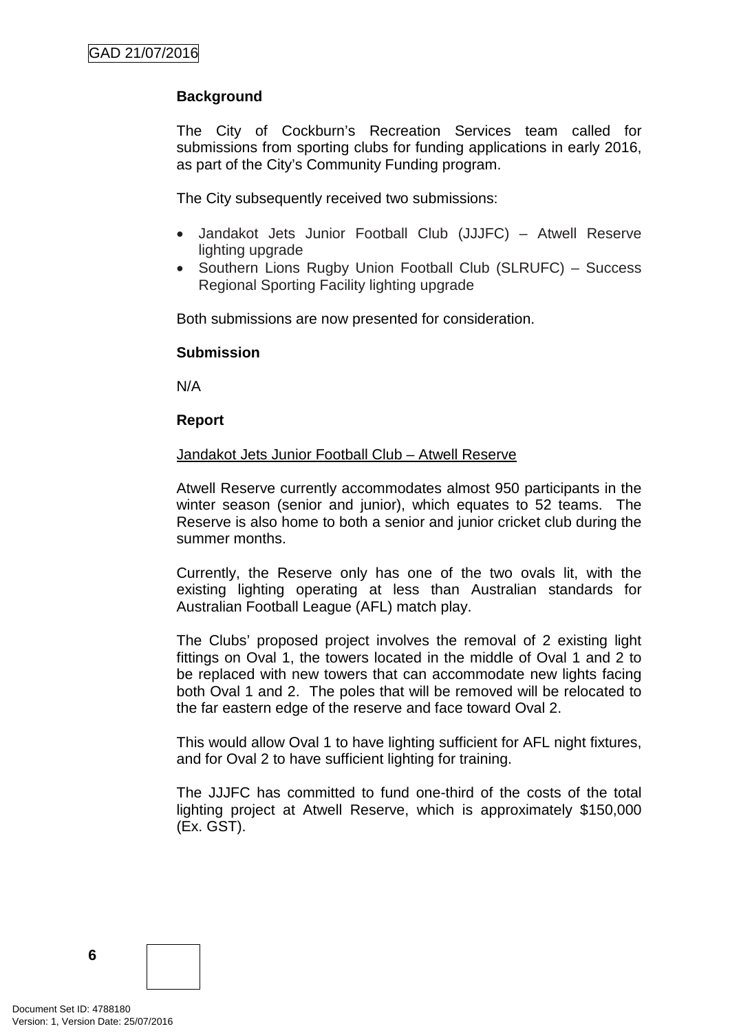**Background**

The City of Cockburn's Recreation Services team called for submissions from sporting clubs for funding applications in early 2016, as part of the City's Community Funding program.

The City subsequently received two submissions:

- Jandakot Jets Junior Football Club (JJJFC) – Atwell Reserve lighting upgrade
- Southern Lions Rugby Union Football Club (SLRUFC) – Success Regional Sporting Facility lighting upgrade

Both submissions are now presented for consideration.

**Submission**

N/A

**Report**

Jandakot Jets Junior Football Club – Atwell Reserve

Atwell Reserve currently accommodates almost 950 participants in the winter season (senior and junior), which equates to 52 teams. The Reserve is also home to both a senior and junior cricket club during the summer months.

Currently, the Reserve only has one of the two ovals lit, with the existing lighting operating at less than Australian standards for Australian Football League (AFL) match play.

The Clubs' proposed project involves the removal of 2 existing light fittings on Oval 1, the towers located in the middle of Oval 1 and 2 to be replaced with new towers that can accommodate new lights facing both Oval 1 and 2. The poles that will be removed will be relocated to the far eastern edge of the reserve and face toward Oval 2.

This would allow Oval 1 to have lighting sufficient for AFL night fixtures, and for Oval 2 to have sufficient lighting for training.

The JJJFC has committed to fund one-third of the costs of the total lighting project at Atwell Reserve, which is approximately $150,000 (Ex. GST).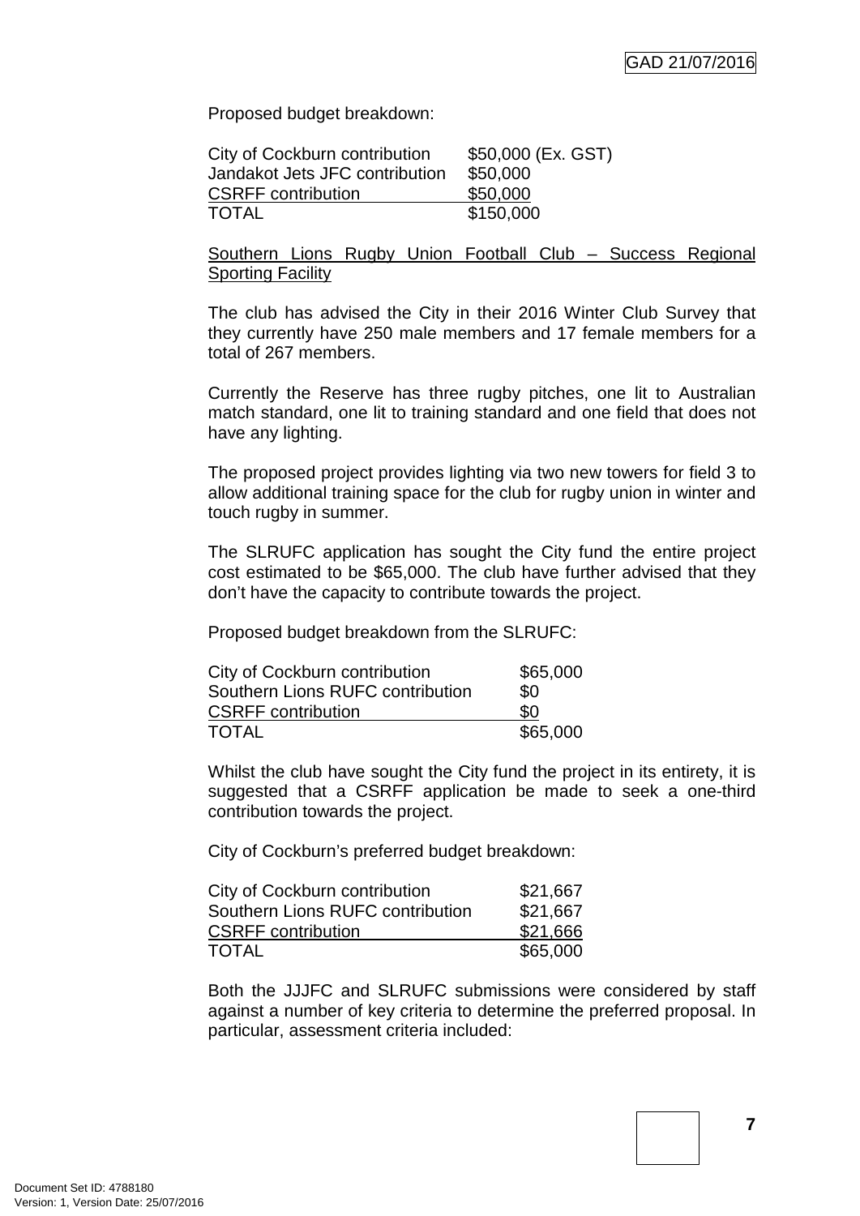Proposed budget breakdown:

| | |
|---|---|
| City of Cockburn contribution | $50,000 (Ex. GST) |
| Jandakot Jets JFC contribution | $50,000 |
| CSRFF contribution | $50,000 |
| TOTAL | $150,000 |

Southern Lions Rugby Union Football Club – Success Regional Sporting Facility

The club has advised the City in their 2016 Winter Club Survey that they currently have 250 male members and 17 female members for a total of 267 members.

Currently the Reserve has three rugby pitches, one lit to Australian match standard, one lit to training standard and one field that does not have any lighting.

The proposed project provides lighting via two new towers for field 3 to allow additional training space for the club for rugby union in winter and touch rugby in summer.

The SLRUFC application has sought the City fund the entire project cost estimated to be $65,000. The club have further advised that they don't have the capacity to contribute towards the project.

Proposed budget breakdown from the SLRUFC:

| | |
|---|---|
| City of Cockburn contribution | $65,000 |
| Southern Lions RUFC contribution | $0 |
| CSRFF contribution | $0 |
| TOTAL | $65,000 |

Whilst the club have sought the City fund the project in its entirety, it is suggested that a CSRFF application be made to seek a one-third contribution towards the project.

City of Cockburn's preferred budget breakdown:

| | |
|---|---|
| City of Cockburn contribution | $21,667 |
| Southern Lions RUFC contribution | $21,667 |
| CSRFF contribution | $21,666 |
| TOTAL | $65,000 |

Both the JJJFC and SLRUFC submissions were considered by staff against a number of key criteria to determine the preferred proposal. In particular, assessment criteria included: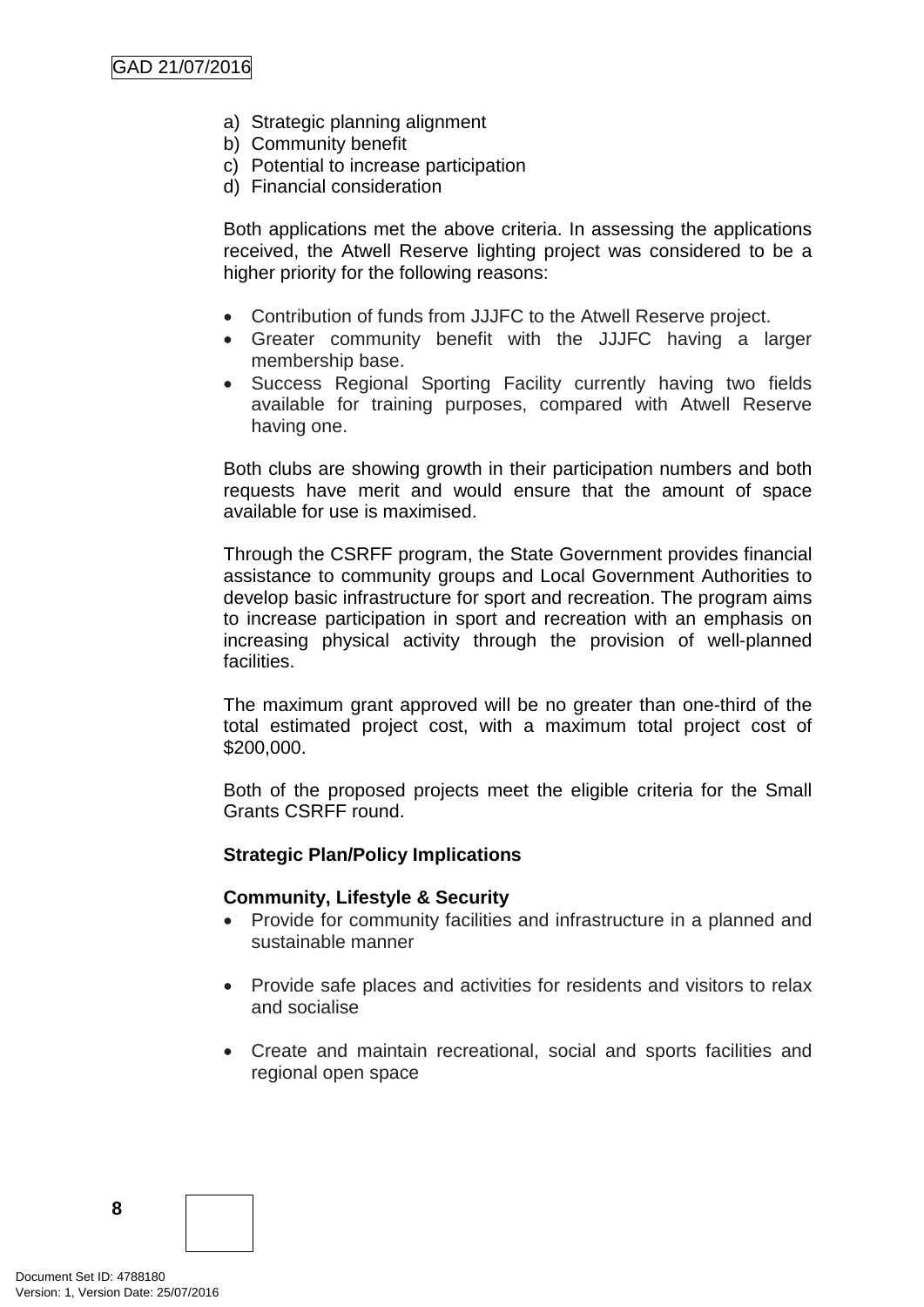a) Strategic planning alignment
b) Community benefit
c) Potential to increase participation
d) Financial consideration

Both applications met the above criteria. In assessing the applications received, the Atwell Reserve lighting project was considered to be a higher priority for the following reasons:

- Contribution of funds from JJJFC to the Atwell Reserve project.
- Greater community benefit with the JJJFC having a larger membership base.
- Success Regional Sporting Facility currently having two fields available for training purposes, compared with Atwell Reserve having one.

Both clubs are showing growth in their participation numbers and both requests have merit and would ensure that the amount of space available for use is maximised.

Through the CSRFF program, the State Government provides financial assistance to community groups and Local Government Authorities to develop basic infrastructure for sport and recreation. The program aims to increase participation in sport and recreation with an emphasis on increasing physical activity through the provision of well-planned facilities.

The maximum grant approved will be no greater than one-third of the total estimated project cost, with a maximum total project cost of $200,000.

Both of the proposed projects meet the eligible criteria for the Small Grants CSRFF round.

**Strategic Plan/Policy Implications**

**Community, Lifestyle & Security**

- Provide for community facilities and infrastructure in a planned and sustainable manner
- Provide safe places and activities for residents and visitors to relax and socialise
- Create and maintain recreational, social and sports facilities and regional open space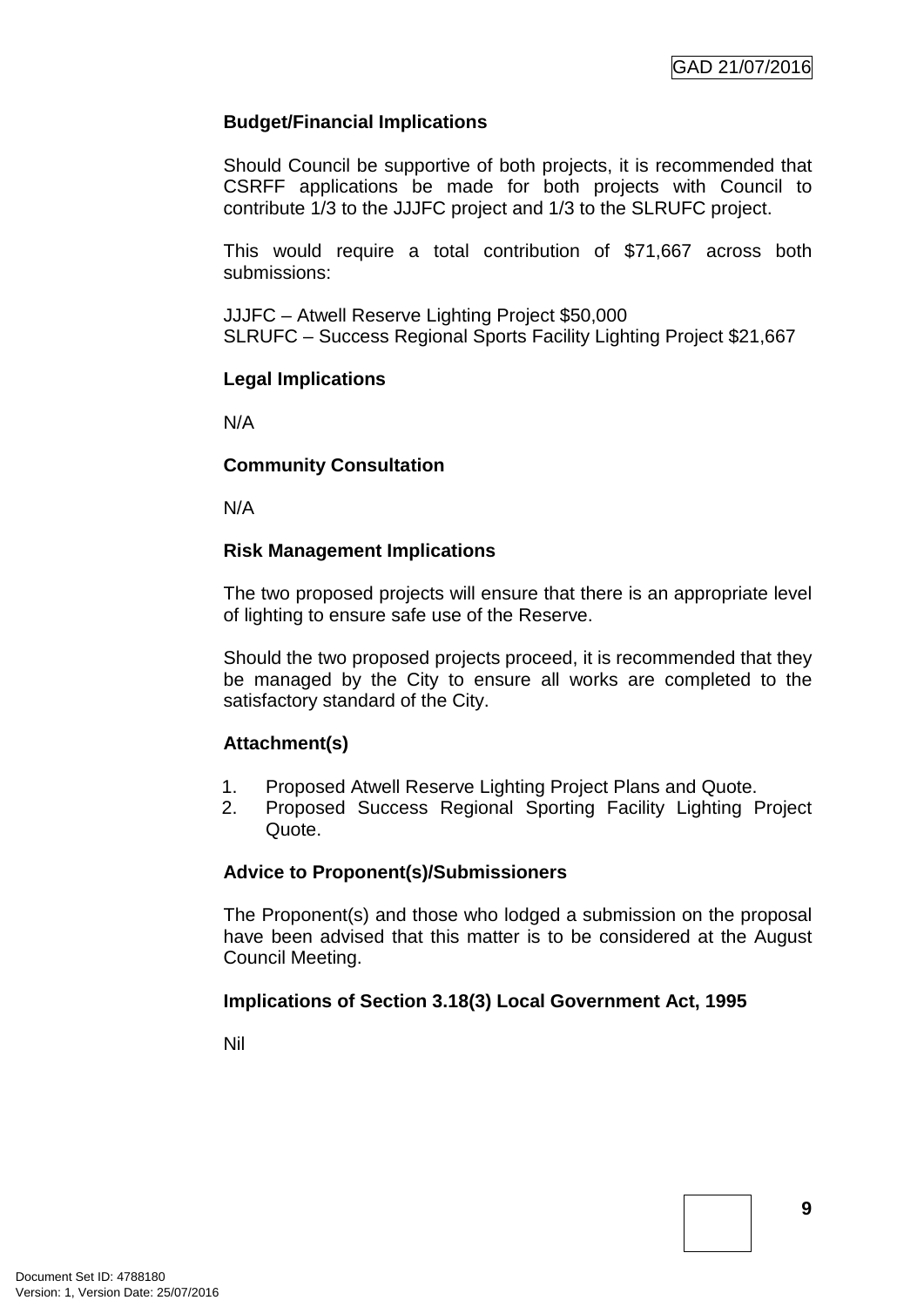**Budget/Financial Implications**

Should Council be supportive of both projects, it is recommended that CSRFF applications be made for both projects with Council to contribute 1/3 to the JJJFC project and 1/3 to the SLRUFC project.

This would require a total contribution of $71,667 across both submissions:

JJJFC – Atwell Reserve Lighting Project $50,000
SLRUFC – Success Regional Sports Facility Lighting Project $21,667

**Legal Implications**

N/A

**Community Consultation**

N/A

**Risk Management Implications**

The two proposed projects will ensure that there is an appropriate level of lighting to ensure safe use of the Reserve.

Should the two proposed projects proceed, it is recommended that they be managed by the City to ensure all works are completed to the satisfactory standard of the City.

**Attachment(s)**

1. Proposed Atwell Reserve Lighting Project Plans and Quote.
2. Proposed Success Regional Sporting Facility Lighting Project Quote.

**Advice to Proponent(s)/Submissioners**

The Proponent(s) and those who lodged a submission on the proposal have been advised that this matter is to be considered at the August Council Meeting.

**Implications of Section 3.18(3) Local Government Act, 1995**

Nil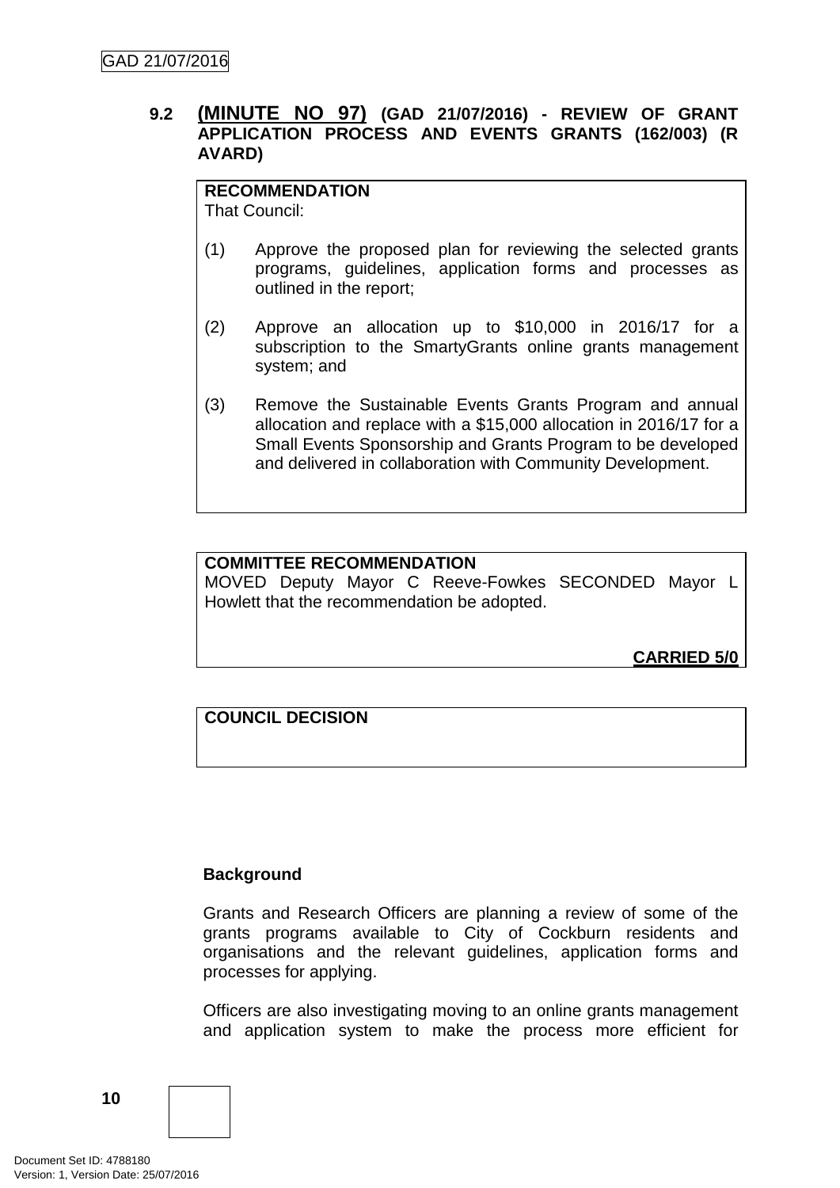### 9.2 (MINUTE NO 97) (GAD 21/07/2016) - REVIEW OF GRANT APPLICATION PROCESS AND EVENTS GRANTS (162/003) (R AVARD)

**RECOMMENDATION**
That Council:

(1) Approve the proposed plan for reviewing the selected grants programs, guidelines, application forms and processes as outlined in the report;

(2) Approve an allocation up to $10,000 in 2016/17 for a subscription to the SmartyGrants online grants management system; and

(3) Remove the Sustainable Events Grants Program and annual allocation and replace with a $15,000 allocation in 2016/17 for a Small Events Sponsorship and Grants Program to be developed and delivered in collaboration with Community Development.

**COMMITTEE RECOMMENDATION**
MOVED Deputy Mayor C Reeve-Fowkes SECONDED Mayor L Howlett that the recommendation be adopted.

**CARRIED 5/0**

**COUNCIL DECISION**

**Background**

Grants and Research Officers are planning a review of some of the grants programs available to City of Cockburn residents and organisations and the relevant guidelines, application forms and processes for applying.

Officers are also investigating moving to an online grants management and application system to make the process more efficient for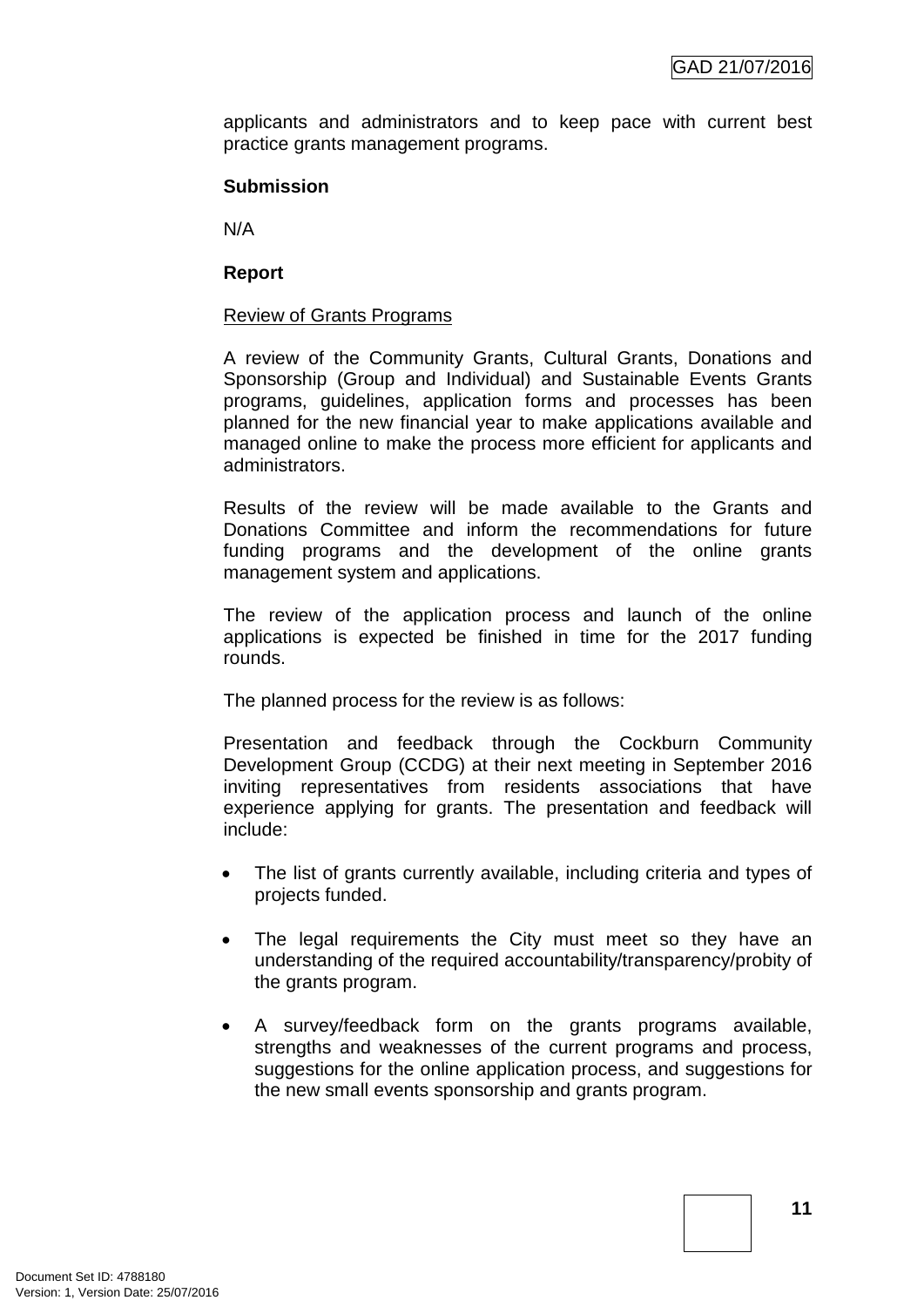applicants and administrators and to keep pace with current best practice grants management programs.

**Submission**

N/A

**Report**

Review of Grants Programs

A review of the Community Grants, Cultural Grants, Donations and Sponsorship (Group and Individual) and Sustainable Events Grants programs, guidelines, application forms and processes has been planned for the new financial year to make applications available and managed online to make the process more efficient for applicants and administrators.

Results of the review will be made available to the Grants and Donations Committee and inform the recommendations for future funding programs and the development of the online grants management system and applications.

The review of the application process and launch of the online applications is expected be finished in time for the 2017 funding rounds.

The planned process for the review is as follows:

Presentation and feedback through the Cockburn Community Development Group (CCDG) at their next meeting in September 2016 inviting representatives from residents associations that have experience applying for grants. The presentation and feedback will include:

- The list of grants currently available, including criteria and types of projects funded.
- The legal requirements the City must meet so they have an understanding of the required accountability/transparency/probity of the grants program.
- A survey/feedback form on the grants programs available, strengths and weaknesses of the current programs and process, suggestions for the online application process, and suggestions for the new small events sponsorship and grants program.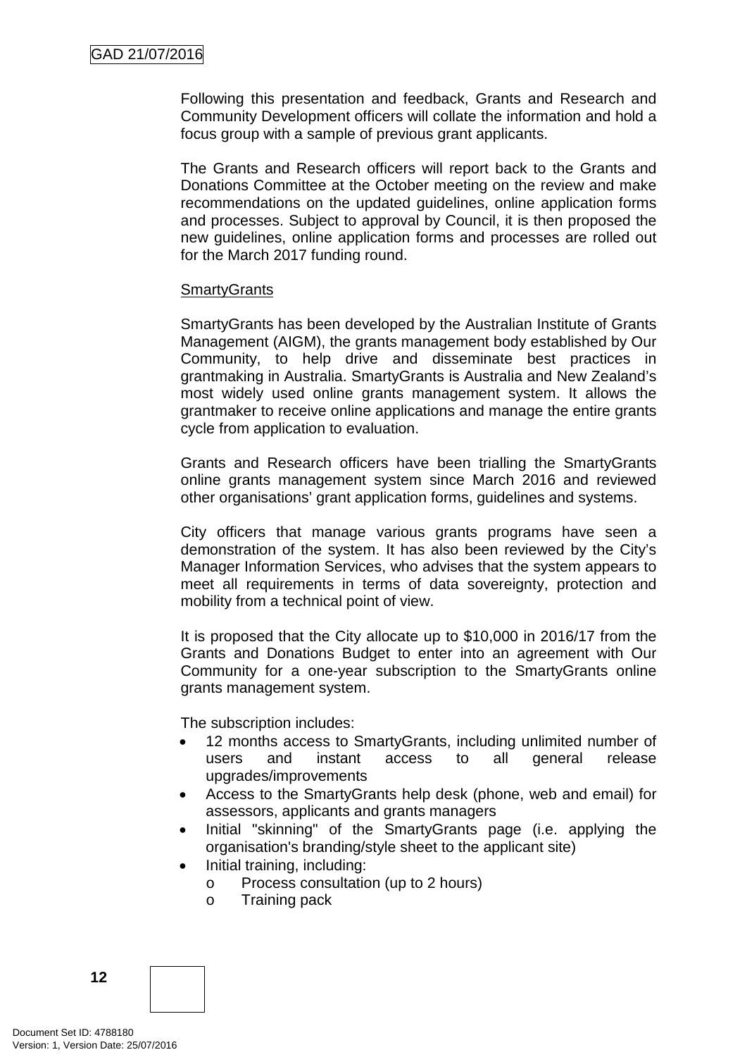Following this presentation and feedback, Grants and Research and Community Development officers will collate the information and hold a focus group with a sample of previous grant applicants.

The Grants and Research officers will report back to the Grants and Donations Committee at the October meeting on the review and make recommendations on the updated guidelines, online application forms and processes. Subject to approval by Council, it is then proposed the new guidelines, online application forms and processes are rolled out for the March 2017 funding round.

<u>SmartyGrants</u>

SmartyGrants has been developed by the Australian Institute of Grants Management (AIGM), the grants management body established by Our Community, to help drive and disseminate best practices in grantmaking in Australia. SmartyGrants is Australia and New Zealand's most widely used online grants management system. It allows the grantmaker to receive online applications and manage the entire grants cycle from application to evaluation.

Grants and Research officers have been trialling the SmartyGrants online grants management system since March 2016 and reviewed other organisations' grant application forms, guidelines and systems.

City officers that manage various grants programs have seen a demonstration of the system. It has also been reviewed by the City's Manager Information Services, who advises that the system appears to meet all requirements in terms of data sovereignty, protection and mobility from a technical point of view.

It is proposed that the City allocate up to $10,000 in 2016/17 from the Grants and Donations Budget to enter into an agreement with Our Community for a one-year subscription to the SmartyGrants online grants management system.

The subscription includes:

- 12 months access to SmartyGrants, including unlimited number of users and instant access to all general release upgrades/improvements
- Access to the SmartyGrants help desk (phone, web and email) for assessors, applicants and grants managers
- Initial "skinning" of the SmartyGrants page (i.e. applying the organisation's branding/style sheet to the applicant site)
- Initial training, including:
  - Process consultation (up to 2 hours)
  - Training pack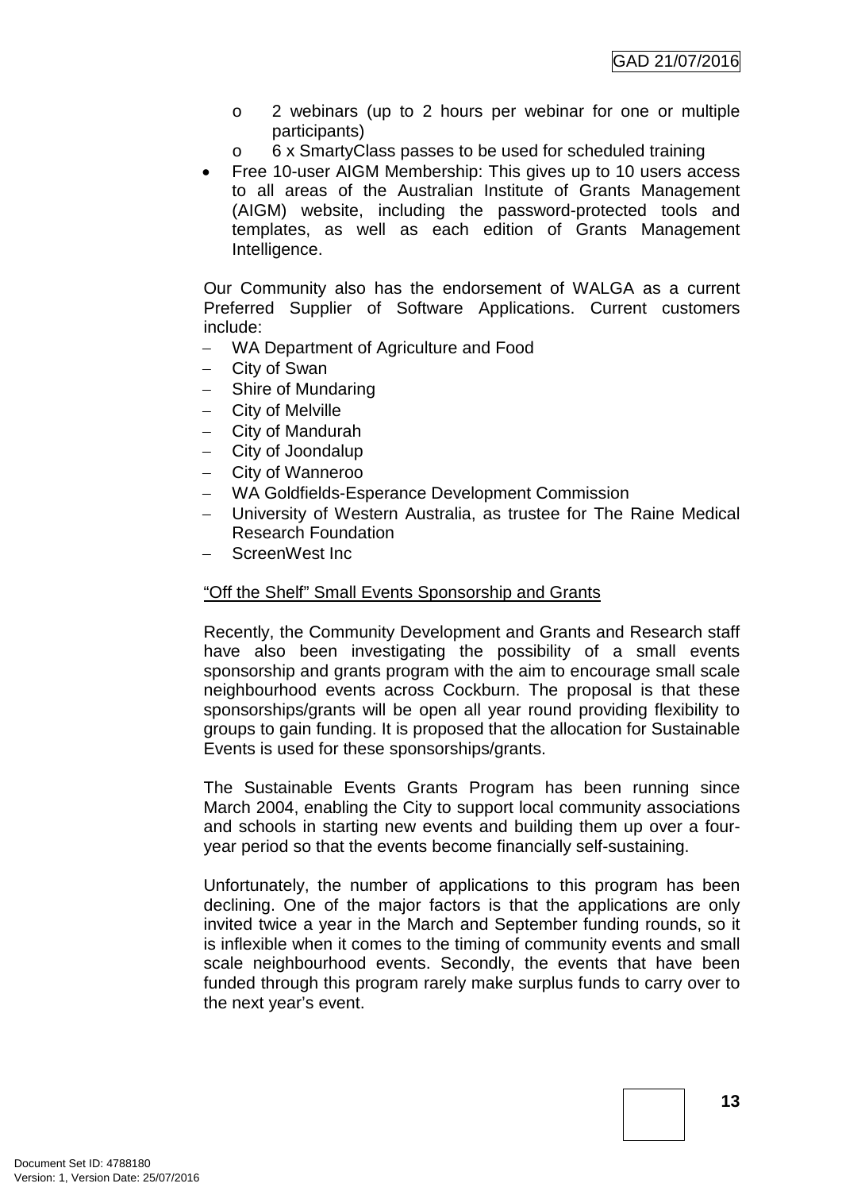- 2 webinars (up to 2 hours per webinar for one or multiple participants)
  - 6 x SmartyClass passes to be used for scheduled training
- Free 10-user AIGM Membership: This gives up to 10 users access to all areas of the Australian Institute of Grants Management (AIGM) website, including the password-protected tools and templates, as well as each edition of Grants Management Intelligence.

Our Community also has the endorsement of WALGA as a current Preferred Supplier of Software Applications. Current customers include:

- WA Department of Agriculture and Food
- City of Swan
- Shire of Mundaring
- City of Melville
- City of Mandurah
- City of Joondalup
- City of Wanneroo
- WA Goldfields-Esperance Development Commission
- University of Western Australia, as trustee for The Raine Medical Research Foundation
- ScreenWest Inc

<u>"Off the Shelf" Small Events Sponsorship and Grants</u>

Recently, the Community Development and Grants and Research staff have also been investigating the possibility of a small events sponsorship and grants program with the aim to encourage small scale neighbourhood events across Cockburn. The proposal is that these sponsorships/grants will be open all year round providing flexibility to groups to gain funding. It is proposed that the allocation for Sustainable Events is used for these sponsorships/grants.

The Sustainable Events Grants Program has been running since March 2004, enabling the City to support local community associations and schools in starting new events and building them up over a four-year period so that the events become financially self-sustaining.

Unfortunately, the number of applications to this program has been declining. One of the major factors is that the applications are only invited twice a year in the March and September funding rounds, so it is inflexible when it comes to the timing of community events and small scale neighbourhood events. Secondly, the events that have been funded through this program rarely make surplus funds to carry over to the next year's event.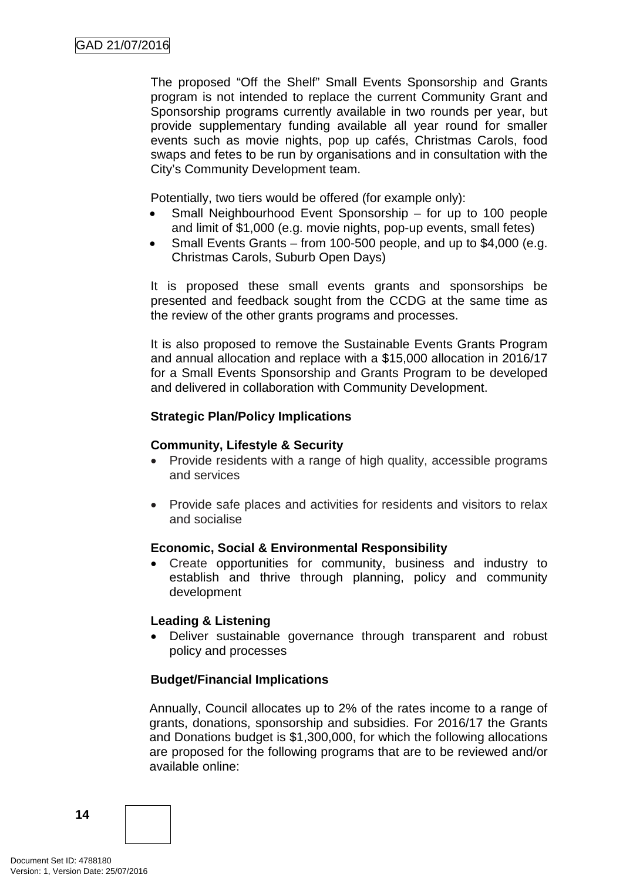The proposed "Off the Shelf" Small Events Sponsorship and Grants program is not intended to replace the current Community Grant and Sponsorship programs currently available in two rounds per year, but provide supplementary funding available all year round for smaller events such as movie nights, pop up cafés, Christmas Carols, food swaps and fetes to be run by organisations and in consultation with the City's Community Development team.

Potentially, two tiers would be offered (for example only):

- Small Neighbourhood Event Sponsorship – for up to 100 people and limit of $1,000 (e.g. movie nights, pop-up events, small fetes)
- Small Events Grants – from 100-500 people, and up to $4,000 (e.g. Christmas Carols, Suburb Open Days)

It is proposed these small events grants and sponsorships be presented and feedback sought from the CCDG at the same time as the review of the other grants programs and processes.

It is also proposed to remove the Sustainable Events Grants Program and annual allocation and replace with a $15,000 allocation in 2016/17 for a Small Events Sponsorship and Grants Program to be developed and delivered in collaboration with Community Development.

**Strategic Plan/Policy Implications**

**Community, Lifestyle & Security**

- Provide residents with a range of high quality, accessible programs and services
- Provide safe places and activities for residents and visitors to relax and socialise

**Economic, Social & Environmental Responsibility**

- Create opportunities for community, business and industry to establish and thrive through planning, policy and community development

**Leading & Listening**

- Deliver sustainable governance through transparent and robust policy and processes

**Budget/Financial Implications**

Annually, Council allocates up to 2% of the rates income to a range of grants, donations, sponsorship and subsidies. For 2016/17 the Grants and Donations budget is $1,300,000, for which the following allocations are proposed for the following programs that are to be reviewed and/or available online: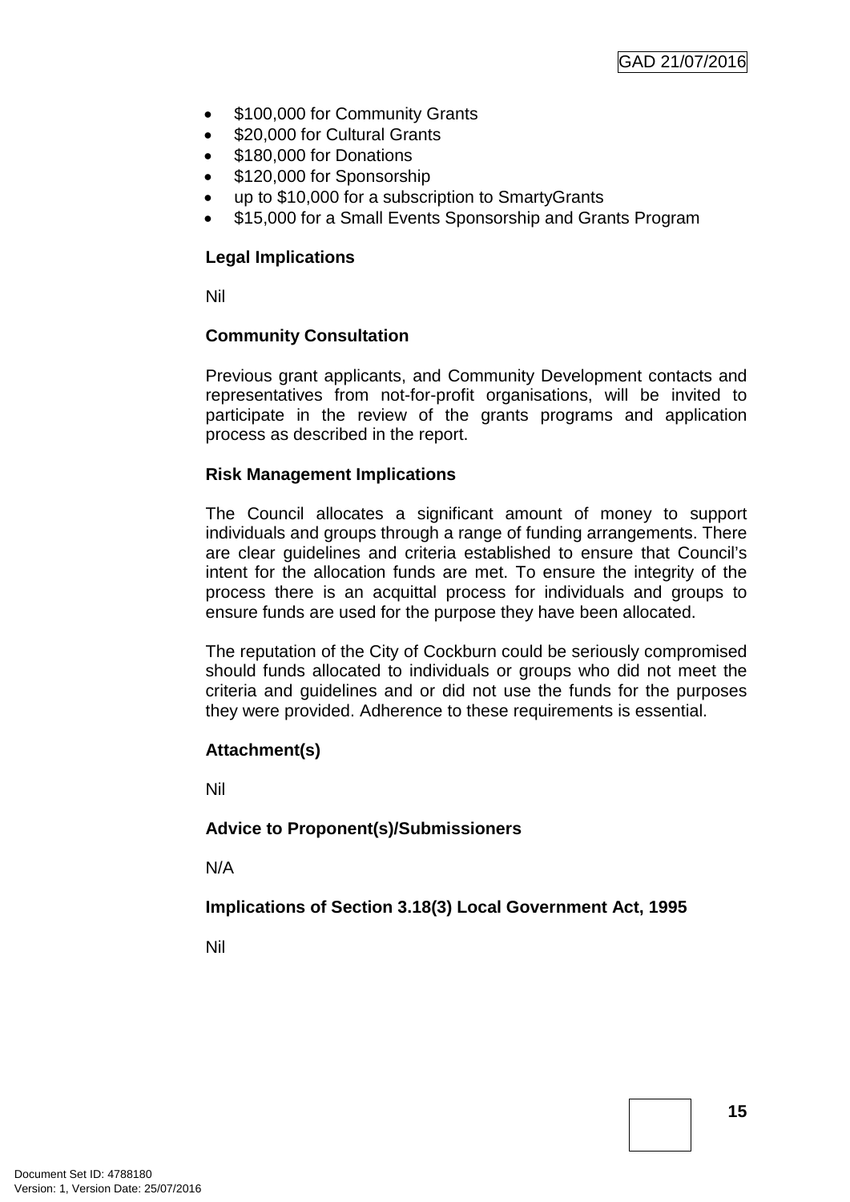- $100,000 for Community Grants
- $20,000 for Cultural Grants
- $180,000 for Donations
- $120,000 for Sponsorship
- up to $10,000 for a subscription to SmartyGrants
- $15,000 for a Small Events Sponsorship and Grants Program

**Legal Implications**

Nil

**Community Consultation**

Previous grant applicants, and Community Development contacts and representatives from not-for-profit organisations, will be invited to participate in the review of the grants programs and application process as described in the report.

**Risk Management Implications**

The Council allocates a significant amount of money to support individuals and groups through a range of funding arrangements. There are clear guidelines and criteria established to ensure that Council's intent for the allocation funds are met. To ensure the integrity of the process there is an acquittal process for individuals and groups to ensure funds are used for the purpose they have been allocated.

The reputation of the City of Cockburn could be seriously compromised should funds allocated to individuals or groups who did not meet the criteria and guidelines and or did not use the funds for the purposes they were provided. Adherence to these requirements is essential.

**Attachment(s)**

Nil

**Advice to Proponent(s)/Submissioners**

N/A

**Implications of Section 3.18(3) Local Government Act, 1995**

Nil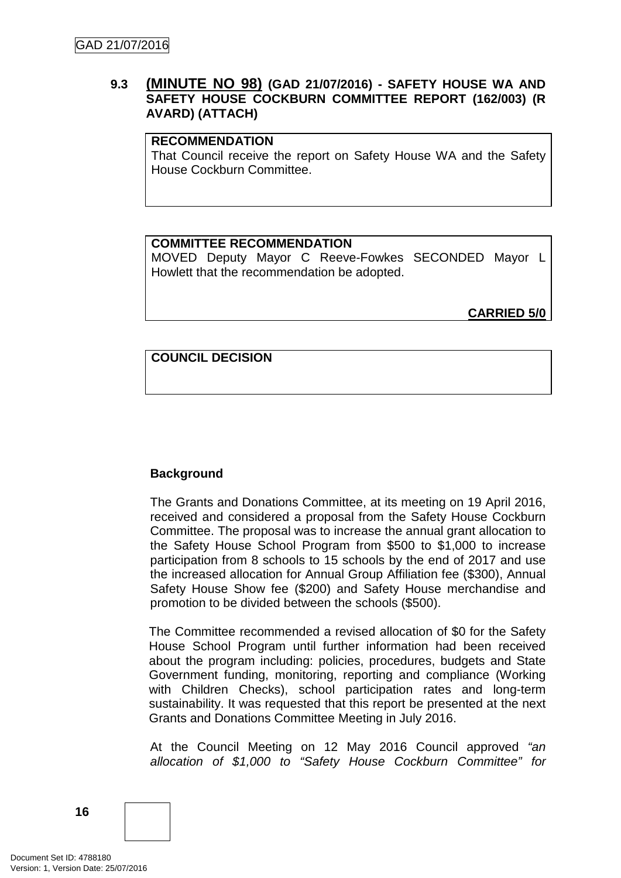### 9.3 (MINUTE NO 98) (GAD 21/07/2016) - SAFETY HOUSE WA AND SAFETY HOUSE COCKBURN COMMITTEE REPORT (162/003) (R AVARD) (ATTACH)

**RECOMMENDATION**

That Council receive the report on Safety House WA and the Safety House Cockburn Committee.

**COMMITTEE RECOMMENDATION**

MOVED Deputy Mayor C Reeve-Fowkes SECONDED Mayor L Howlett that the recommendation be adopted.

**CARRIED 5/0**

**COUNCIL DECISION**

**Background**

The Grants and Donations Committee, at its meeting on 19 April 2016, received and considered a proposal from the Safety House Cockburn Committee. The proposal was to increase the annual grant allocation to the Safety House School Program from $500 to $1,000 to increase participation from 8 schools to 15 schools by the end of 2017 and use the increased allocation for Annual Group Affiliation fee ($300), Annual Safety House Show fee ($200) and Safety House merchandise and promotion to be divided between the schools ($500).

The Committee recommended a revised allocation of $0 for the Safety House School Program until further information had been received about the program including: policies, procedures, budgets and State Government funding, monitoring, reporting and compliance (Working with Children Checks), school participation rates and long-term sustainability. It was requested that this report be presented at the next Grants and Donations Committee Meeting in July 2016.

At the Council Meeting on 12 May 2016 Council approved *"an allocation of $1,000 to "Safety House Cockburn Committee" for*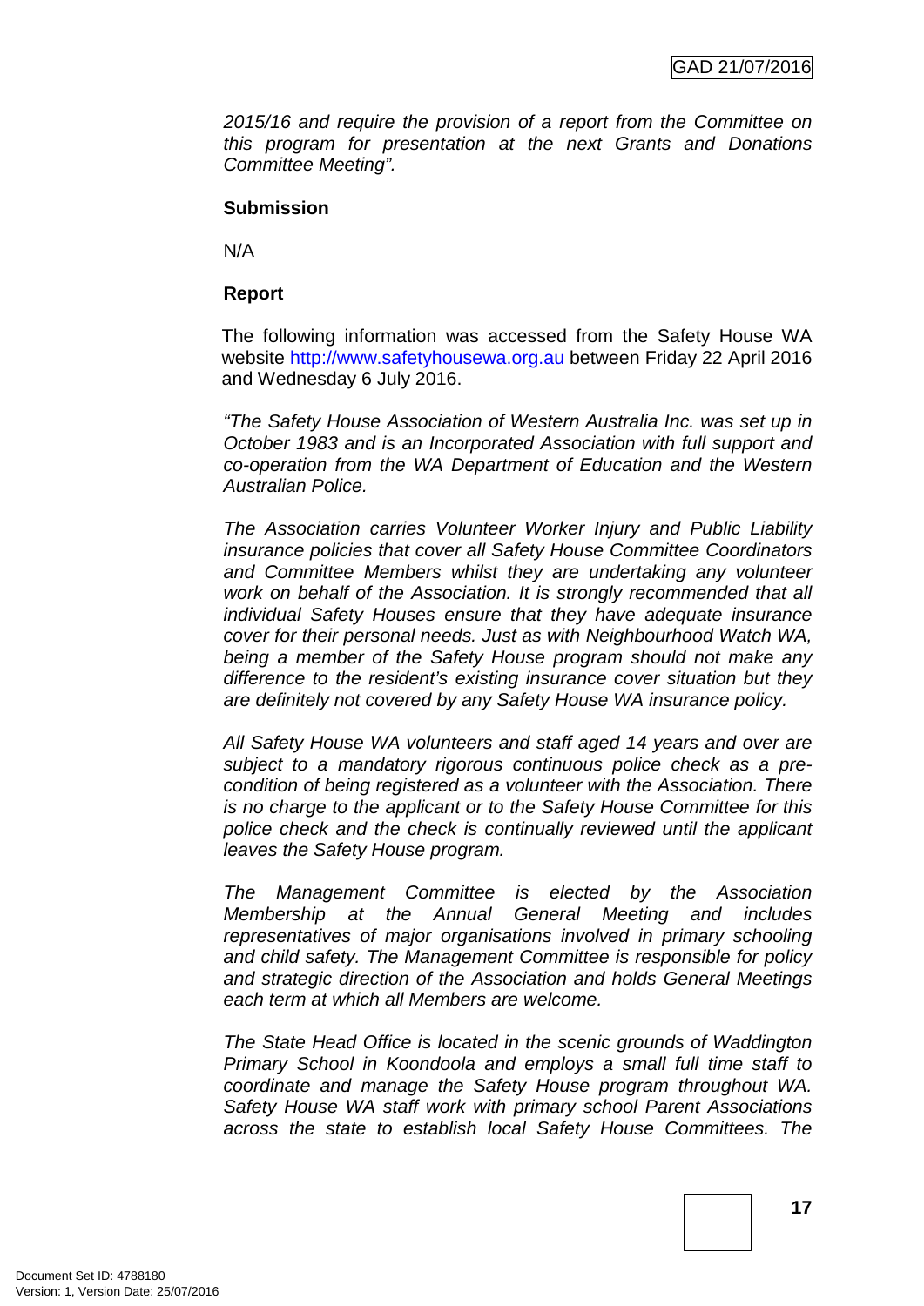*2015/16 and require the provision of a report from the Committee on this program for presentation at the next Grants and Donations Committee Meeting".*

**Submission**

N/A

**Report**

The following information was accessed from the Safety House WA website http://www.safetyhousewa.org.au between Friday 22 April 2016 and Wednesday 6 July 2016.

*"The Safety House Association of Western Australia Inc. was set up in October 1983 and is an Incorporated Association with full support and co-operation from the WA Department of Education and the Western Australian Police.*

*The Association carries Volunteer Worker Injury and Public Liability insurance policies that cover all Safety House Committee Coordinators and Committee Members whilst they are undertaking any volunteer work on behalf of the Association. It is strongly recommended that all individual Safety Houses ensure that they have adequate insurance cover for their personal needs. Just as with Neighbourhood Watch WA, being a member of the Safety House program should not make any difference to the resident's existing insurance cover situation but they are definitely not covered by any Safety House WA insurance policy.*

*All Safety House WA volunteers and staff aged 14 years and over are subject to a mandatory rigorous continuous police check as a pre-condition of being registered as a volunteer with the Association. There is no charge to the applicant or to the Safety House Committee for this police check and the check is continually reviewed until the applicant leaves the Safety House program.*

*The Management Committee is elected by the Association Membership at the Annual General Meeting and includes representatives of major organisations involved in primary schooling and child safety. The Management Committee is responsible for policy and strategic direction of the Association and holds General Meetings each term at which all Members are welcome.*

*The State Head Office is located in the scenic grounds of Waddington Primary School in Koondoola and employs a small full time staff to coordinate and manage the Safety House program throughout WA. Safety House WA staff work with primary school Parent Associations across the state to establish local Safety House Committees. The*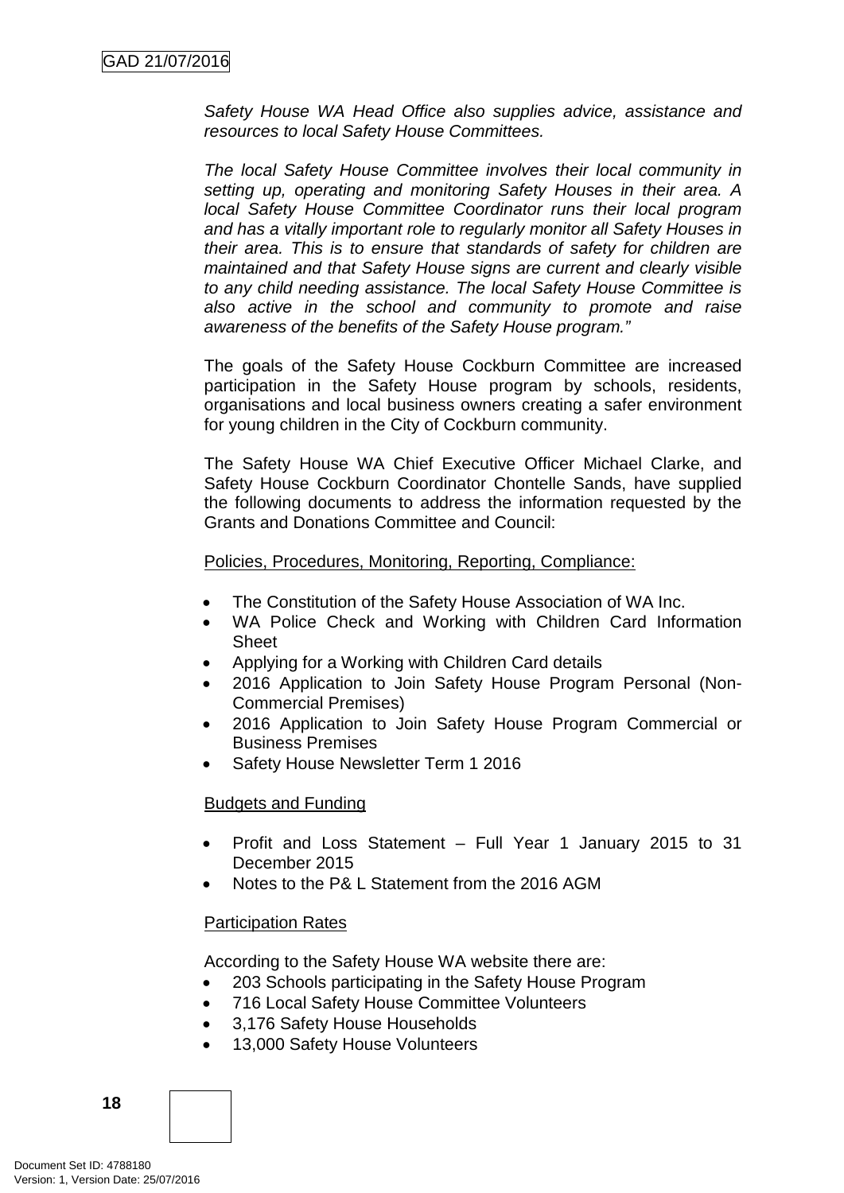*Safety House WA Head Office also supplies advice, assistance and resources to local Safety House Committees.*

*The local Safety House Committee involves their local community in setting up, operating and monitoring Safety Houses in their area. A local Safety House Committee Coordinator runs their local program and has a vitally important role to regularly monitor all Safety Houses in their area. This is to ensure that standards of safety for children are maintained and that Safety House signs are current and clearly visible to any child needing assistance. The local Safety House Committee is also active in the school and community to promote and raise awareness of the benefits of the Safety House program."*

The goals of the Safety House Cockburn Committee are increased participation in the Safety House program by schools, residents, organisations and local business owners creating a safer environment for young children in the City of Cockburn community.

The Safety House WA Chief Executive Officer Michael Clarke, and Safety House Cockburn Coordinator Chontelle Sands, have supplied the following documents to address the information requested by the Grants and Donations Committee and Council:

<u>Policies, Procedures, Monitoring, Reporting, Compliance:</u>

- The Constitution of the Safety House Association of WA Inc.
- WA Police Check and Working with Children Card Information Sheet
- Applying for a Working with Children Card details
- 2016 Application to Join Safety House Program Personal (Non-Commercial Premises)
- 2016 Application to Join Safety House Program Commercial or Business Premises
- Safety House Newsletter Term 1 2016

<u>Budgets and Funding</u>

- Profit and Loss Statement – Full Year 1 January 2015 to 31 December 2015
- Notes to the P& L Statement from the 2016 AGM

<u>Participation Rates</u>

According to the Safety House WA website there are:

- 203 Schools participating in the Safety House Program
- 716 Local Safety House Committee Volunteers
- 3,176 Safety House Households
- 13,000 Safety House Volunteers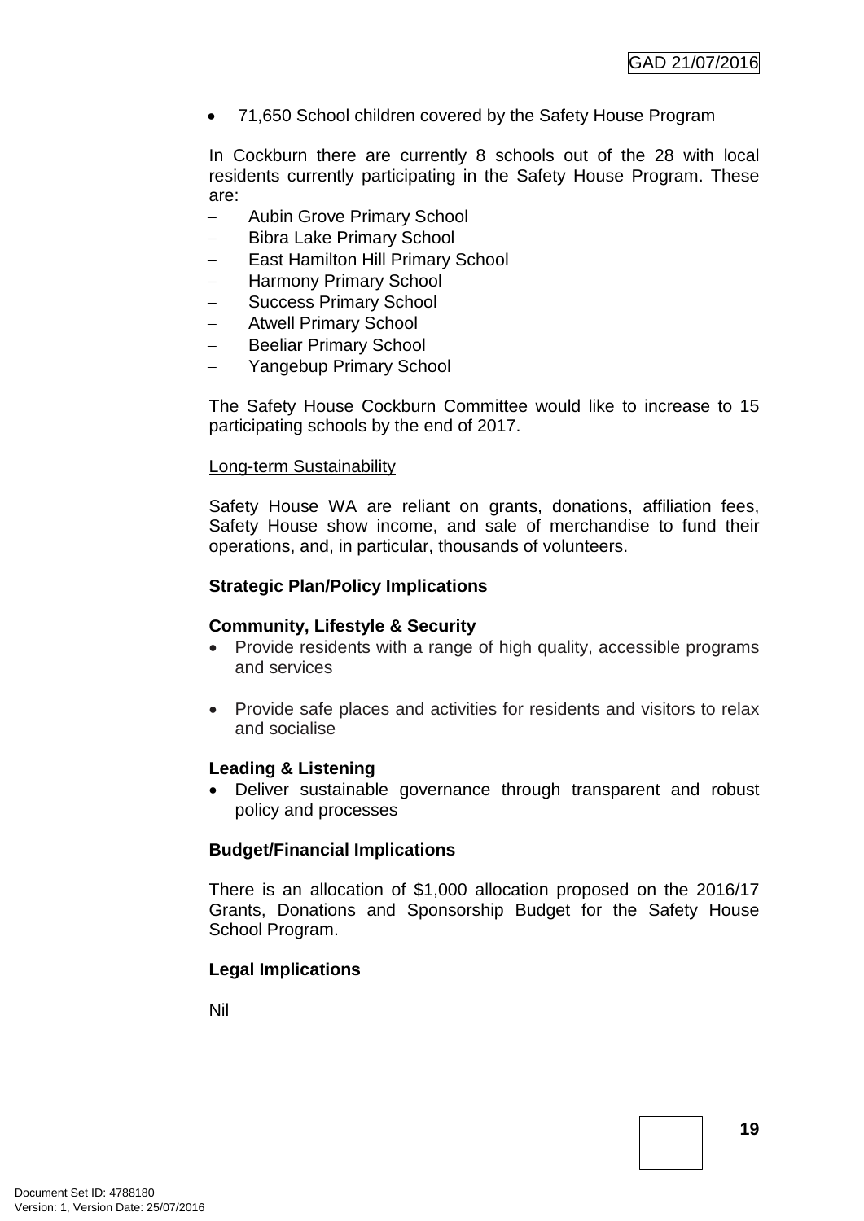- 71,650 School children covered by the Safety House Program

In Cockburn there are currently 8 schools out of the 28 with local residents currently participating in the Safety House Program. These are:

- Aubin Grove Primary School
- Bibra Lake Primary School
- East Hamilton Hill Primary School
- Harmony Primary School
- Success Primary School
- Atwell Primary School
- Beeliar Primary School
- Yangebup Primary School

The Safety House Cockburn Committee would like to increase to 15 participating schools by the end of 2017.

Long-term Sustainability

Safety House WA are reliant on grants, donations, affiliation fees, Safety House show income, and sale of merchandise to fund their operations, and, in particular, thousands of volunteers.

**Strategic Plan/Policy Implications**

**Community, Lifestyle & Security**

- Provide residents with a range of high quality, accessible programs and services
- Provide safe places and activities for residents and visitors to relax and socialise

**Leading & Listening**

- Deliver sustainable governance through transparent and robust policy and processes

**Budget/Financial Implications**

There is an allocation of $1,000 allocation proposed on the 2016/17 Grants, Donations and Sponsorship Budget for the Safety House School Program.

**Legal Implications**

Nil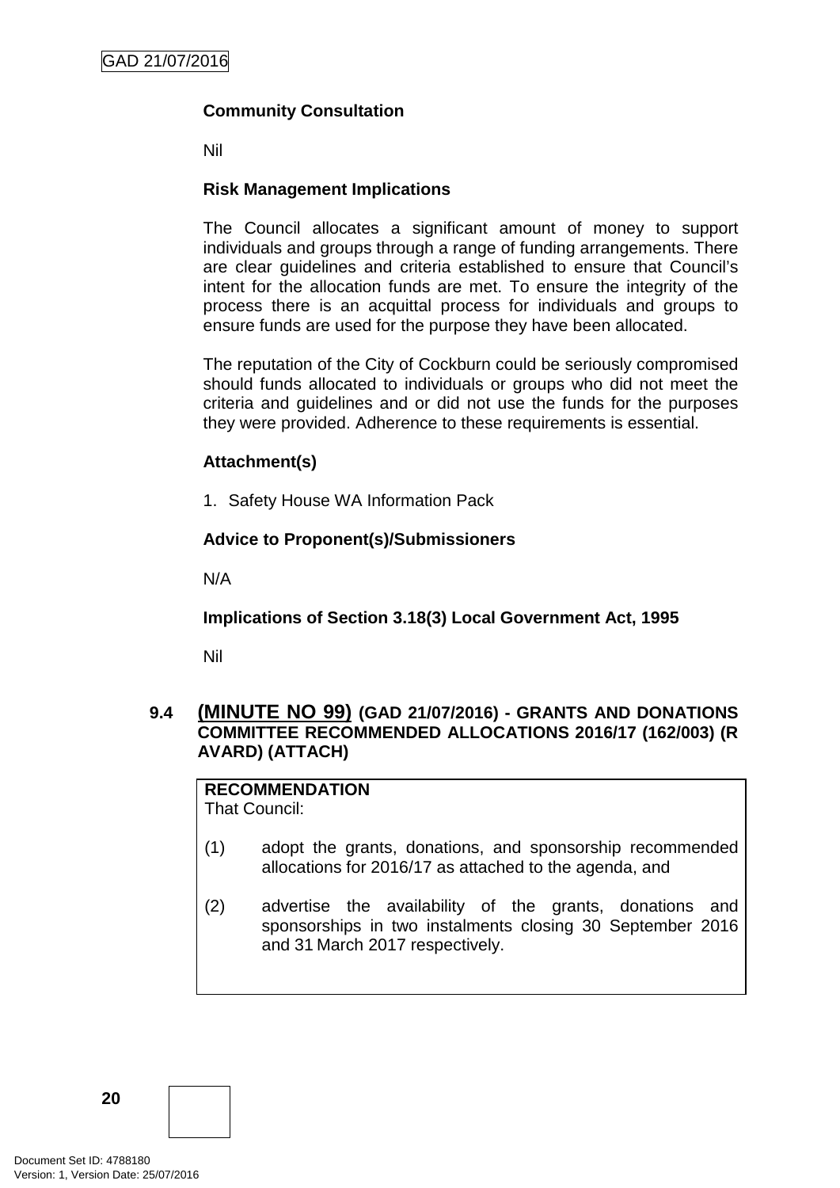**Community Consultation**

Nil

**Risk Management Implications**

The Council allocates a significant amount of money to support individuals and groups through a range of funding arrangements. There are clear guidelines and criteria established to ensure that Council's intent for the allocation funds are met. To ensure the integrity of the process there is an acquittal process for individuals and groups to ensure funds are used for the purpose they have been allocated.

The reputation of the City of Cockburn could be seriously compromised should funds allocated to individuals or groups who did not meet the criteria and guidelines and or did not use the funds for the purposes they were provided. Adherence to these requirements is essential.

**Attachment(s)**

1. Safety House WA Information Pack

**Advice to Proponent(s)/Submissioners**

N/A

**Implications of Section 3.18(3) Local Government Act, 1995**

Nil

### 9.4 (MINUTE NO 99) (GAD 21/07/2016) - GRANTS AND DONATIONS COMMITTEE RECOMMENDED ALLOCATIONS 2016/17 (162/003) (R AVARD) (ATTACH)

**RECOMMENDATION**
That Council:

(1) adopt the grants, donations, and sponsorship recommended allocations for 2016/17 as attached to the agenda, and

(2) advertise the availability of the grants, donations and sponsorships in two instalments closing 30 September 2016 and 31 March 2017 respectively.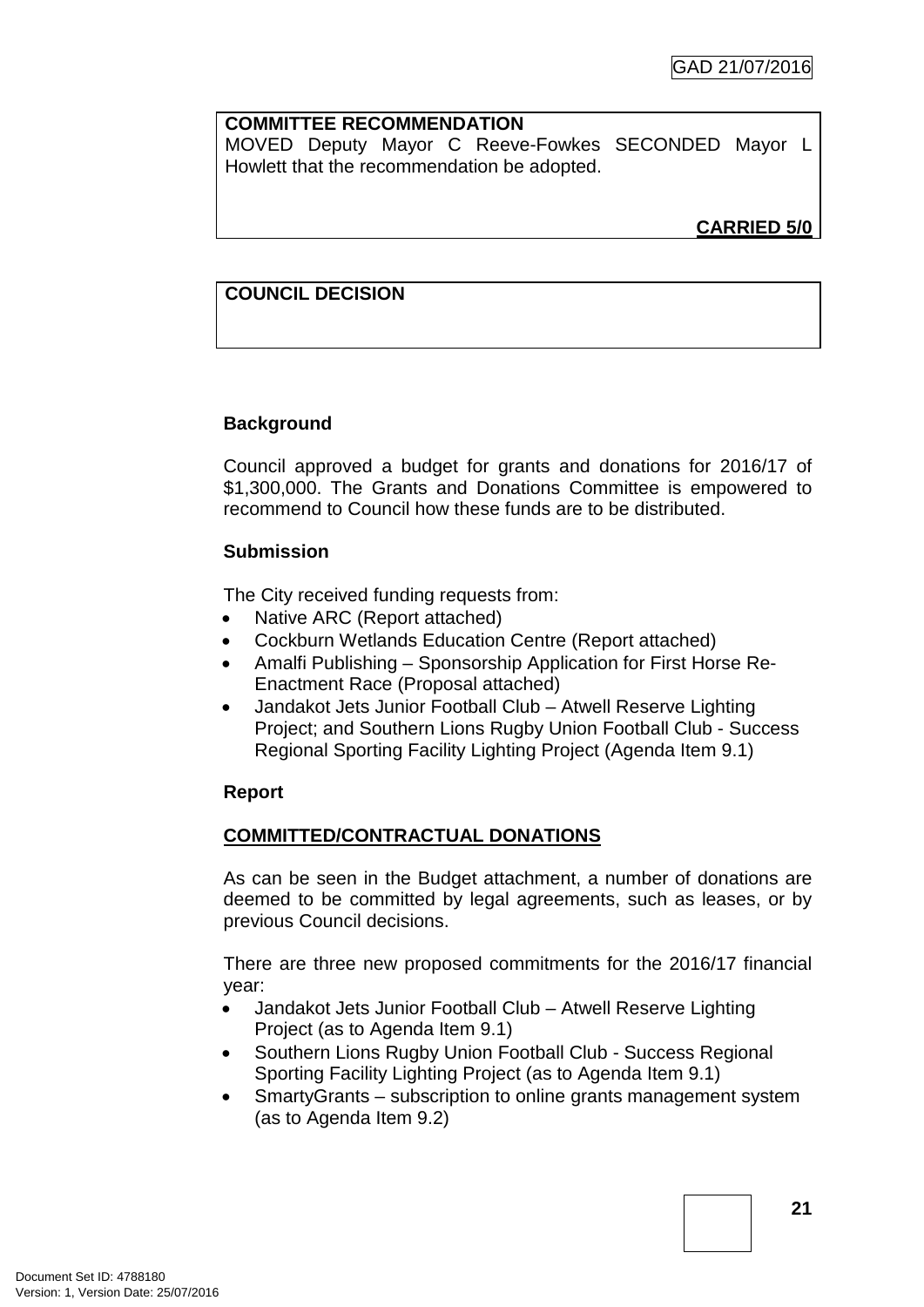**COMMITTEE RECOMMENDATION**

MOVED Deputy Mayor C Reeve-Fowkes SECONDED Mayor L Howlett that the recommendation be adopted.

**CARRIED 5/0**

**COUNCIL DECISION**

**Background**

Council approved a budget for grants and donations for 2016/17 of $1,300,000. The Grants and Donations Committee is empowered to recommend to Council how these funds are to be distributed.

**Submission**

The City received funding requests from:

- Native ARC (Report attached)
- Cockburn Wetlands Education Centre (Report attached)
- Amalfi Publishing – Sponsorship Application for First Horse Re-Enactment Race (Proposal attached)
- Jandakot Jets Junior Football Club – Atwell Reserve Lighting Project; and Southern Lions Rugby Union Football Club - Success Regional Sporting Facility Lighting Project (Agenda Item 9.1)

**Report**

**COMMITTED/CONTRACTUAL DONATIONS**

As can be seen in the Budget attachment, a number of donations are deemed to be committed by legal agreements, such as leases, or by previous Council decisions.

There are three new proposed commitments for the 2016/17 financial year:

- Jandakot Jets Junior Football Club – Atwell Reserve Lighting Project (as to Agenda Item 9.1)
- Southern Lions Rugby Union Football Club - Success Regional Sporting Facility Lighting Project (as to Agenda Item 9.1)
- SmartyGrants – subscription to online grants management system (as to Agenda Item 9.2)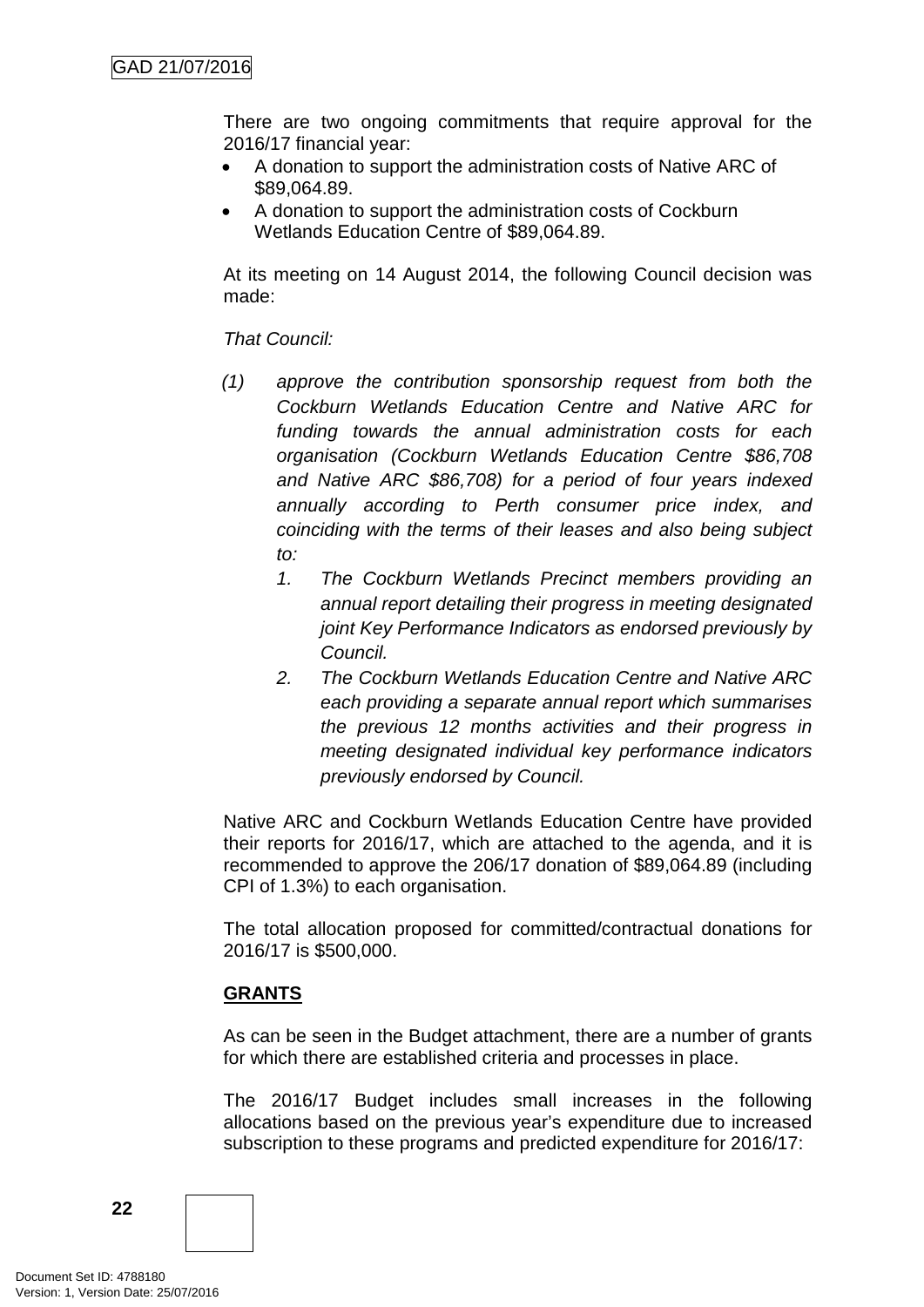There are two ongoing commitments that require approval for the 2016/17 financial year:

- A donation to support the administration costs of Native ARC of \$89,064.89.
- A donation to support the administration costs of Cockburn Wetlands Education Centre of \$89,064.89.

At its meeting on 14 August 2014, the following Council decision was made:

*That Council:*

*(1) approve the contribution sponsorship request from both the Cockburn Wetlands Education Centre and Native ARC for funding towards the annual administration costs for each organisation (Cockburn Wetlands Education Centre \$86,708 and Native ARC \$86,708) for a period of four years indexed annually according to Perth consumer price index, and coinciding with the terms of their leases and also being subject to:*

*1. The Cockburn Wetlands Precinct members providing an annual report detailing their progress in meeting designated joint Key Performance Indicators as endorsed previously by Council.*

*2. The Cockburn Wetlands Education Centre and Native ARC each providing a separate annual report which summarises the previous 12 months activities and their progress in meeting designated individual key performance indicators previously endorsed by Council.*

Native ARC and Cockburn Wetlands Education Centre have provided their reports for 2016/17, which are attached to the agenda, and it is recommended to approve the 206/17 donation of \$89,064.89 (including CPI of 1.3%) to each organisation.

The total allocation proposed for committed/contractual donations for 2016/17 is \$500,000.

**GRANTS**

As can be seen in the Budget attachment, there are a number of grants for which there are established criteria and processes in place.

The 2016/17 Budget includes small increases in the following allocations based on the previous year's expenditure due to increased subscription to these programs and predicted expenditure for 2016/17: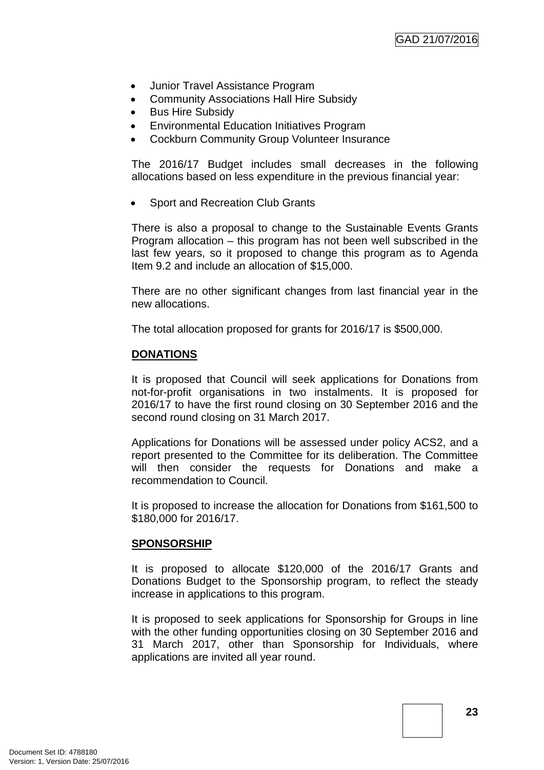- Junior Travel Assistance Program
- Community Associations Hall Hire Subsidy
- Bus Hire Subsidy
- Environmental Education Initiatives Program
- Cockburn Community Group Volunteer Insurance

The 2016/17 Budget includes small decreases in the following allocations based on less expenditure in the previous financial year:

- Sport and Recreation Club Grants

There is also a proposal to change to the Sustainable Events Grants Program allocation – this program has not been well subscribed in the last few years, so it proposed to change this program as to Agenda Item 9.2 and include an allocation of $15,000.

There are no other significant changes from last financial year in the new allocations.

The total allocation proposed for grants for 2016/17 is $500,000.

**DONATIONS**

It is proposed that Council will seek applications for Donations from not-for-profit organisations in two instalments. It is proposed for 2016/17 to have the first round closing on 30 September 2016 and the second round closing on 31 March 2017.

Applications for Donations will be assessed under policy ACS2, and a report presented to the Committee for its deliberation. The Committee will then consider the requests for Donations and make a recommendation to Council.

It is proposed to increase the allocation for Donations from $161,500 to $180,000 for 2016/17.

**SPONSORSHIP**

It is proposed to allocate $120,000 of the 2016/17 Grants and Donations Budget to the Sponsorship program, to reflect the steady increase in applications to this program.

It is proposed to seek applications for Sponsorship for Groups in line with the other funding opportunities closing on 30 September 2016 and 31 March 2017, other than Sponsorship for Individuals, where applications are invited all year round.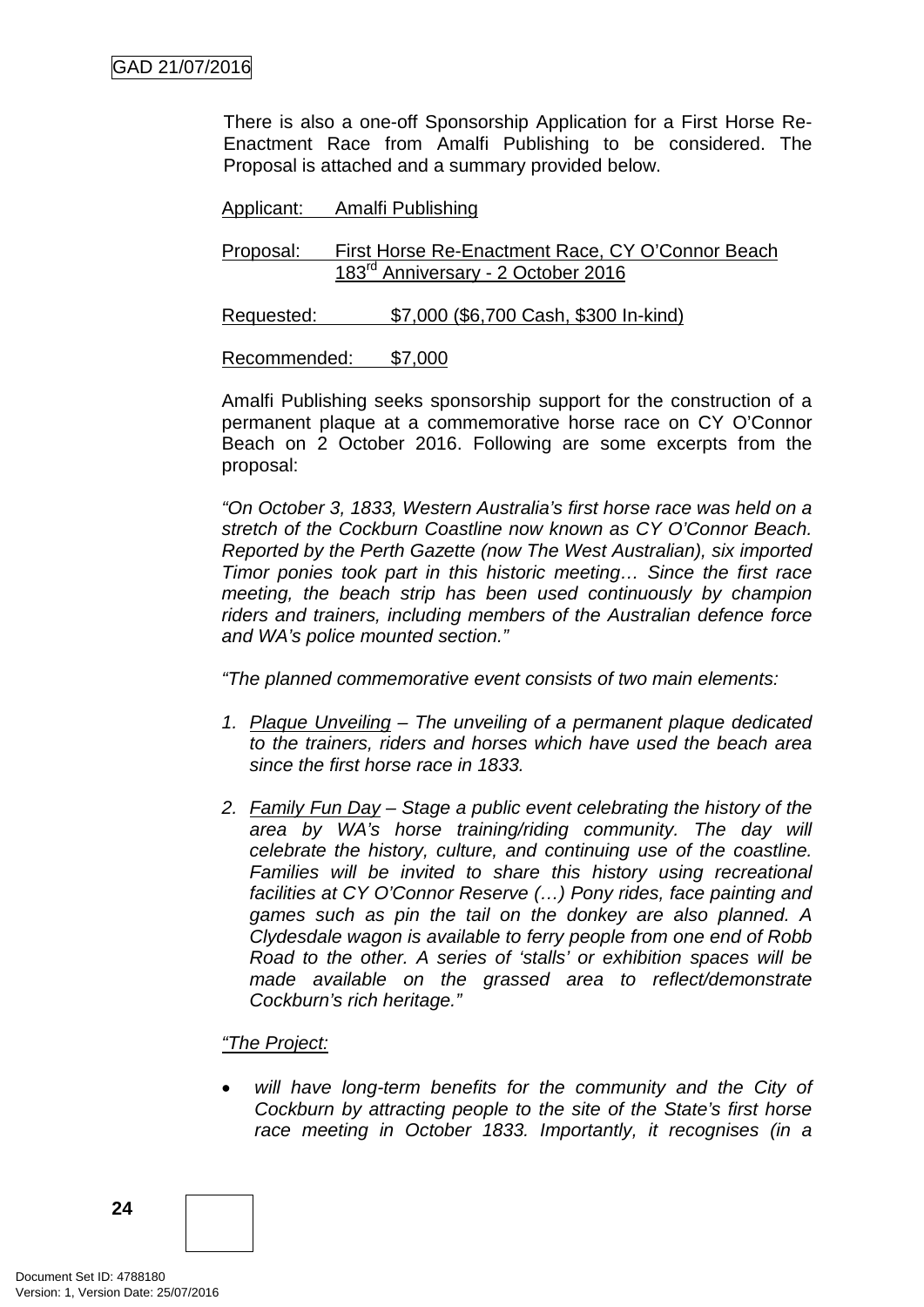There is also a one-off Sponsorship Application for a First Horse Re-Enactment Race from Amalfi Publishing to be considered. The Proposal is attached and a summary provided below.

Applicant: Amalfi Publishing

Proposal: First Horse Re-Enactment Race, CY O'Connor Beach 183rd Anniversary - 2 October 2016

Requested: $7,000 ($6,700 Cash, $300 In-kind)

Recommended: $7,000

Amalfi Publishing seeks sponsorship support for the construction of a permanent plaque at a commemorative horse race on CY O'Connor Beach on 2 October 2016. Following are some excerpts from the proposal:

*"On October 3, 1833, Western Australia's first horse race was held on a stretch of the Cockburn Coastline now known as CY O'Connor Beach. Reported by the Perth Gazette (now The West Australian), six imported Timor ponies took part in this historic meeting… Since the first race meeting, the beach strip has been used continuously by champion riders and trainers, including members of the Australian defence force and WA's police mounted section."*

*"The planned commemorative event consists of two main elements:*

1. *Plaque Unveiling – The unveiling of a permanent plaque dedicated to the trainers, riders and horses which have used the beach area since the first horse race in 1833.*

2. *Family Fun Day – Stage a public event celebrating the history of the area by WA's horse training/riding community. The day will celebrate the history, culture, and continuing use of the coastline. Families will be invited to share this history using recreational facilities at CY O'Connor Reserve (…) Pony rides, face painting and games such as pin the tail on the donkey are also planned. A Clydesdale wagon is available to ferry people from one end of Robb Road to the other. A series of 'stalls' or exhibition spaces will be made available on the grassed area to reflect/demonstrate Cockburn's rich heritage."*

*"The Project:*

- *will have long-term benefits for the community and the City of Cockburn by attracting people to the site of the State's first horse race meeting in October 1833. Importantly, it recognises (in a*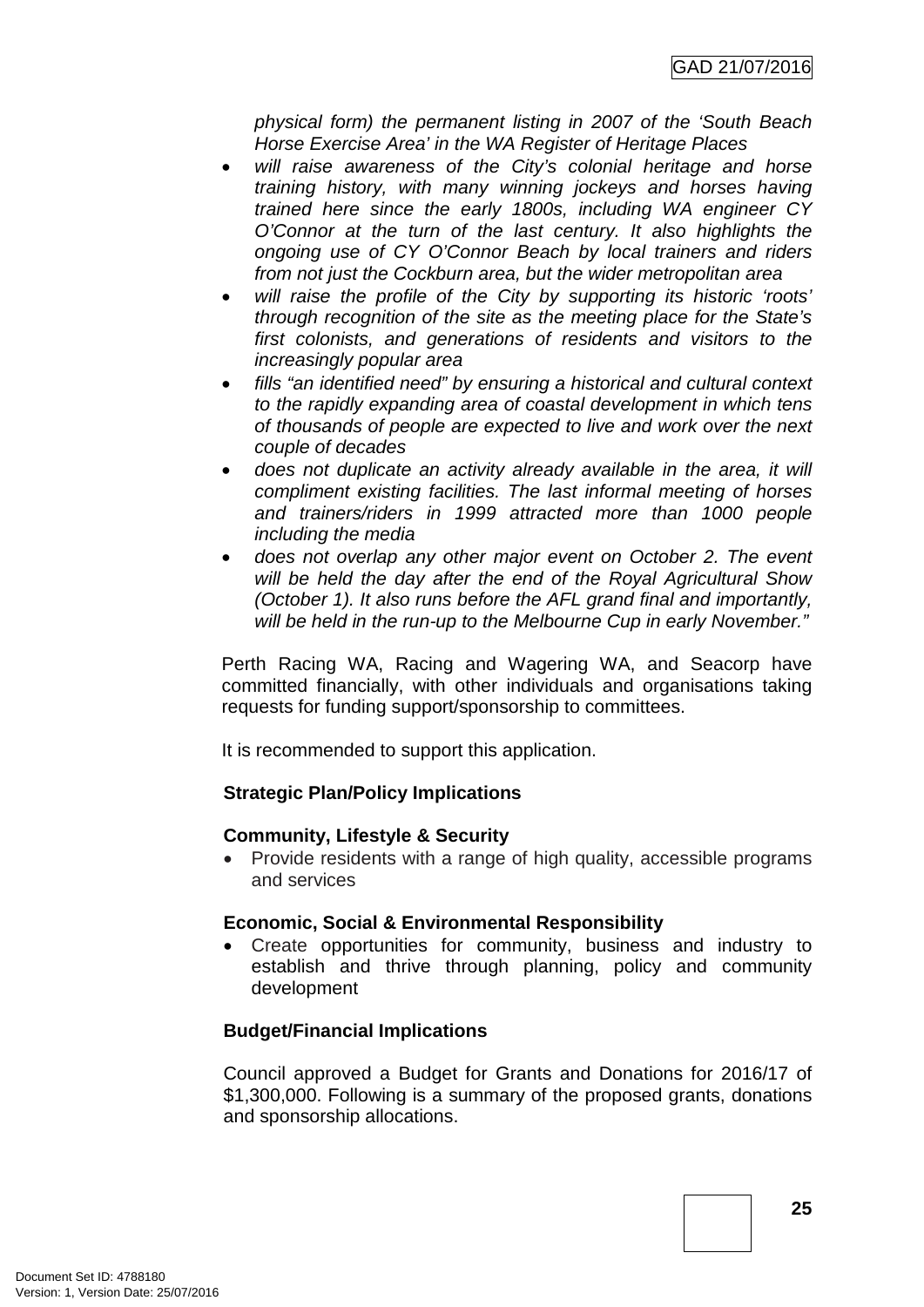*physical form) the permanent listing in 2007 of the 'South Beach Horse Exercise Area' in the WA Register of Heritage Places*

- *will raise awareness of the City's colonial heritage and horse training history, with many winning jockeys and horses having trained here since the early 1800s, including WA engineer CY O'Connor at the turn of the last century. It also highlights the ongoing use of CY O'Connor Beach by local trainers and riders from not just the Cockburn area, but the wider metropolitan area*
- *will raise the profile of the City by supporting its historic 'roots' through recognition of the site as the meeting place for the State's first colonists, and generations of residents and visitors to the increasingly popular area*
- *fills "an identified need" by ensuring a historical and cultural context to the rapidly expanding area of coastal development in which tens of thousands of people are expected to live and work over the next couple of decades*
- *does not duplicate an activity already available in the area, it will compliment existing facilities. The last informal meeting of horses and trainers/riders in 1999 attracted more than 1000 people including the media*
- *does not overlap any other major event on October 2. The event will be held the day after the end of the Royal Agricultural Show (October 1). It also runs before the AFL grand final and importantly, will be held in the run-up to the Melbourne Cup in early November."*

Perth Racing WA, Racing and Wagering WA, and Seacorp have committed financially, with other individuals and organisations taking requests for funding support/sponsorship to committees.

It is recommended to support this application.

**Strategic Plan/Policy Implications**

**Community, Lifestyle & Security**

- Provide residents with a range of high quality, accessible programs and services

**Economic, Social & Environmental Responsibility**

- Create opportunities for community, business and industry to establish and thrive through planning, policy and community development

**Budget/Financial Implications**

Council approved a Budget for Grants and Donations for 2016/17 of $1,300,000. Following is a summary of the proposed grants, donations and sponsorship allocations.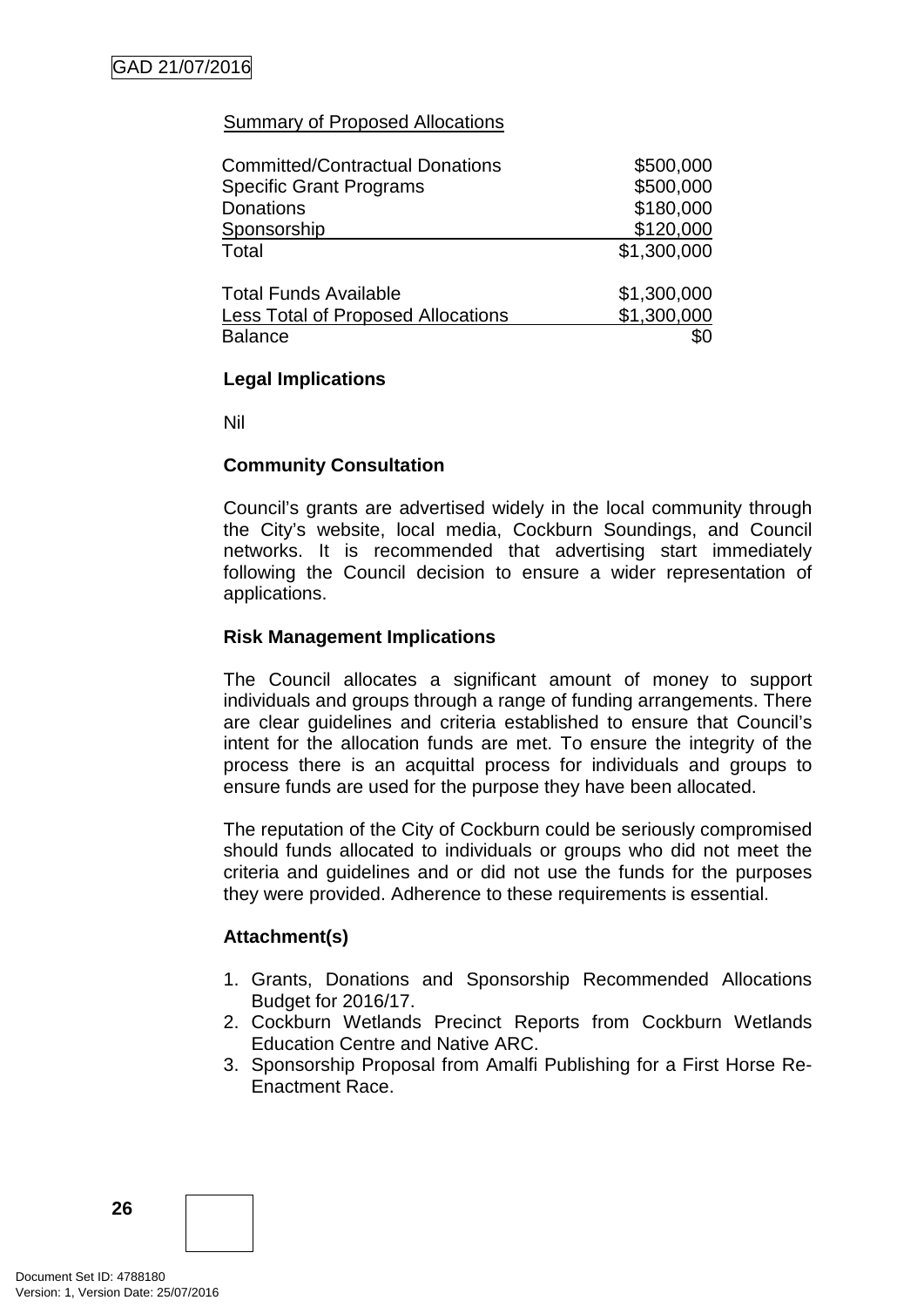Summary of Proposed Allocations

| | |
|---|---|
| Committed/Contractual Donations | \$500,000 |
| Specific Grant Programs | \$500,000 |
| Donations | \$180,000 |
| Sponsorship | \$120,000 |
| Total | \$1,300,000 |
| | |
| Total Funds Available | \$1,300,000 |
| Less Total of Proposed Allocations | \$1,300,000 |
| Balance | \$0 |

**Legal Implications**

Nil

**Community Consultation**

Council's grants are advertised widely in the local community through the City's website, local media, Cockburn Soundings, and Council networks. It is recommended that advertising start immediately following the Council decision to ensure a wider representation of applications.

**Risk Management Implications**

The Council allocates a significant amount of money to support individuals and groups through a range of funding arrangements. There are clear guidelines and criteria established to ensure that Council's intent for the allocation funds are met. To ensure the integrity of the process there is an acquittal process for individuals and groups to ensure funds are used for the purpose they have been allocated.

The reputation of the City of Cockburn could be seriously compromised should funds allocated to individuals or groups who did not meet the criteria and guidelines and or did not use the funds for the purposes they were provided. Adherence to these requirements is essential.

**Attachment(s)**

1. Grants, Donations and Sponsorship Recommended Allocations Budget for 2016/17.
2. Cockburn Wetlands Precinct Reports from Cockburn Wetlands Education Centre and Native ARC.
3. Sponsorship Proposal from Amalfi Publishing for a First Horse Re-Enactment Race.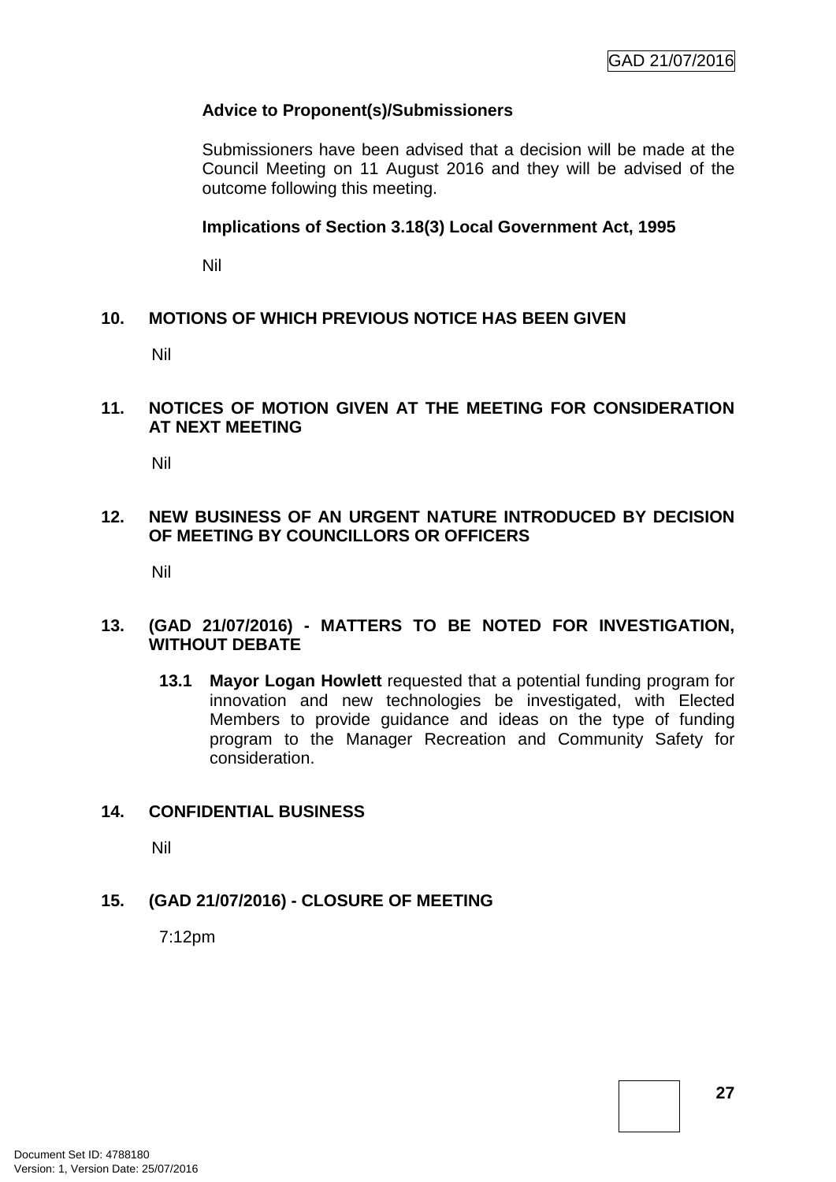**Advice to Proponent(s)/Submissioners**

Submissioners have been advised that a decision will be made at the Council Meeting on 11 August 2016 and they will be advised of the outcome following this meeting.

**Implications of Section 3.18(3) Local Government Act, 1995**

Nil

## 10. MOTIONS OF WHICH PREVIOUS NOTICE HAS BEEN GIVEN

Nil

## 11. NOTICES OF MOTION GIVEN AT THE MEETING FOR CONSIDERATION AT NEXT MEETING

Nil

## 12. NEW BUSINESS OF AN URGENT NATURE INTRODUCED BY DECISION OF MEETING BY COUNCILLORS OR OFFICERS

Nil

## 13. (GAD 21/07/2016) - MATTERS TO BE NOTED FOR INVESTIGATION, WITHOUT DEBATE

**13.1 Mayor Logan Howlett** requested that a potential funding program for innovation and new technologies be investigated, with Elected Members to provide guidance and ideas on the type of funding program to the Manager Recreation and Community Safety for consideration.

## 14. CONFIDENTIAL BUSINESS

Nil

## 15. (GAD 21/07/2016) - CLOSURE OF MEETING

7:12pm

Document Set ID: 4788180
Version: 1, Version Date: 25/07/2016